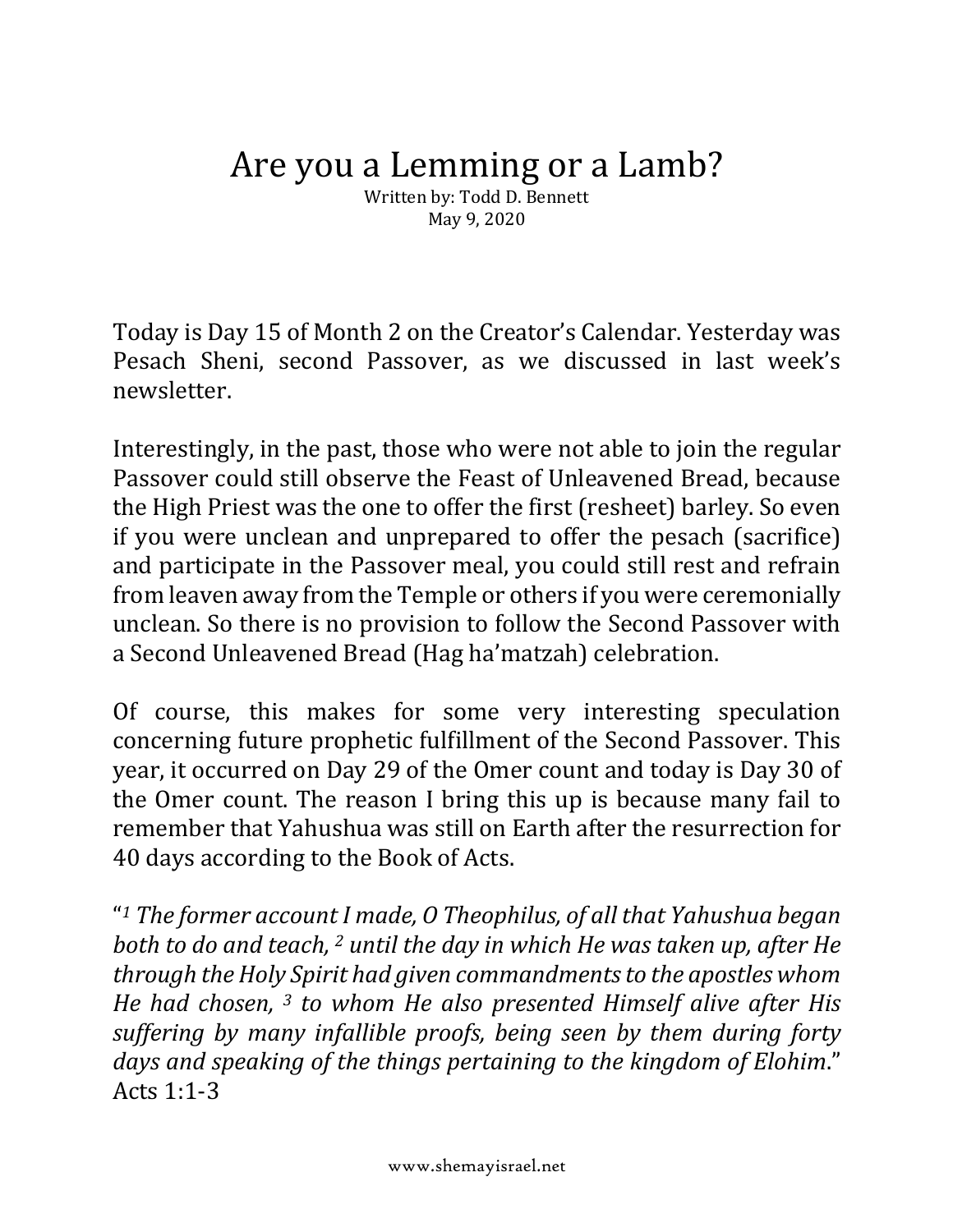# Are you a Lemming or a Lamb?

Written by: Todd D. Bennett
May 9, 2020

Today is Day 15 of Month 2 on the Creator's Calendar. Yesterday was Pesach Sheni, second Passover, as we discussed in last week's newsletter.

Interestingly, in the past, those who were not able to join the regular Passover could still observe the Feast of Unleavened Bread, because the High Priest was the one to offer the first (resheet) barley. So even if you were unclean and unprepared to offer the pesach (sacrifice) and participate in the Passover meal, you could still rest and refrain from leaven away from the Temple or others if you were ceremonially unclean. So there is no provision to follow the Second Passover with a Second Unleavened Bread (Hag ha'matzah) celebration.

Of course, this makes for some very interesting speculation concerning future prophetic fulfillment of the Second Passover. This year, it occurred on Day 29 of the Omer count and today is Day 30 of the Omer count. The reason I bring this up is because many fail to remember that Yahushua was still on Earth after the resurrection for 40 days according to the Book of Acts.

"*[1] The former account I made, O Theophilus, of all that Yahushua began both to do and teach, [2] until the day in which He was taken up, after He through the Holy Spirit had given commandments to the apostles whom He had chosen, [3] to whom He also presented Himself alive after His suffering by many infallible proofs, being seen by them during forty days and speaking of the things pertaining to the kingdom of Elohim.*" Acts 1:1-3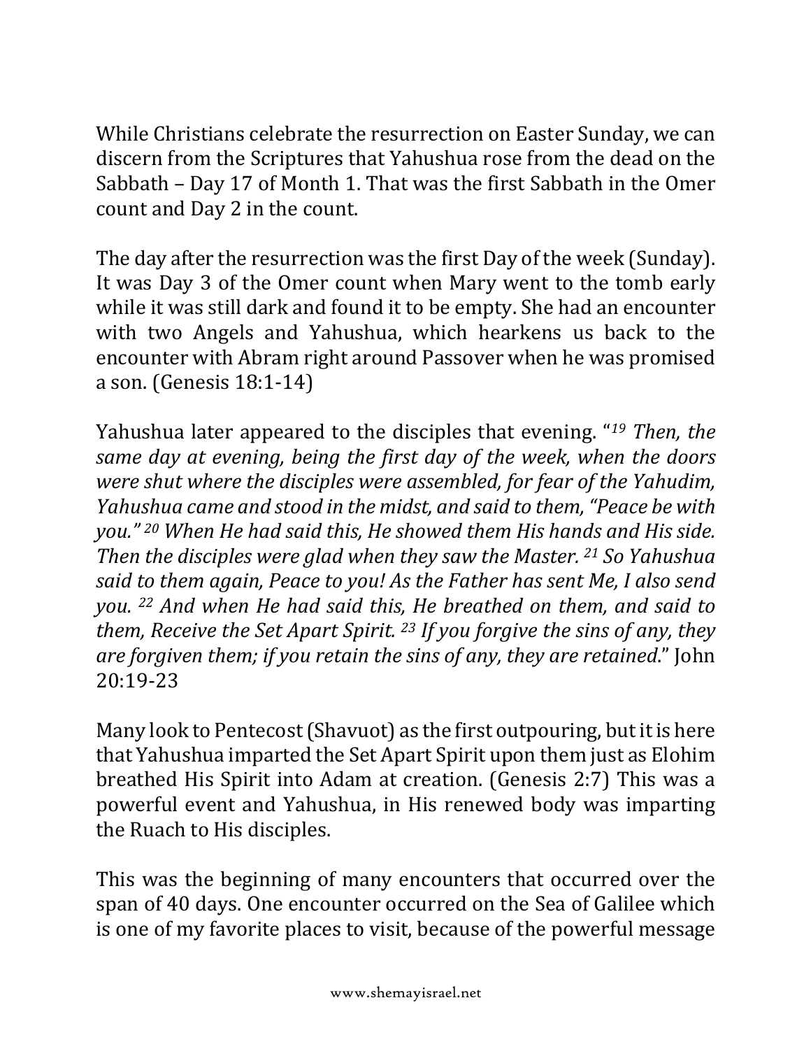While Christians celebrate the resurrection on Easter Sunday, we can discern from the Scriptures that Yahushua rose from the dead on the Sabbath – Day 17 of Month 1. That was the first Sabbath in the Omer count and Day 2 in the count.

The day after the resurrection was the first Day of the week (Sunday). It was Day 3 of the Omer count when Mary went to the tomb early while it was still dark and found it to be empty. She had an encounter with two Angels and Yahushua, which hearkens us back to the encounter with Abram right around Passover when he was promised a son. (Genesis 18:1-14)

Yahushua later appeared to the disciples that evening. "*[19] Then, the same day at evening, being the first day of the week, when the doors were shut where the disciples were assembled, for fear of the Yahudim, Yahushua came and stood in the midst, and said to them, "Peace be with you." [20] When He had said this, He showed them His hands and His side. Then the disciples were glad when they saw the Master. [21] So Yahushua said to them again, Peace to you! As the Father has sent Me, I also send you. [22] And when He had said this, He breathed on them, and said to them, Receive the Set Apart Spirit. [23] If you forgive the sins of any, they are forgiven them; if you retain the sins of any, they are retained.*" John 20:19-23

Many look to Pentecost (Shavuot) as the first outpouring, but it is here that Yahushua imparted the Set Apart Spirit upon them just as Elohim breathed His Spirit into Adam at creation. (Genesis 2:7) This was a powerful event and Yahushua, in His renewed body was imparting the Ruach to His disciples.

This was the beginning of many encounters that occurred over the span of 40 days. One encounter occurred on the Sea of Galilee which is one of my favorite places to visit, because of the powerful message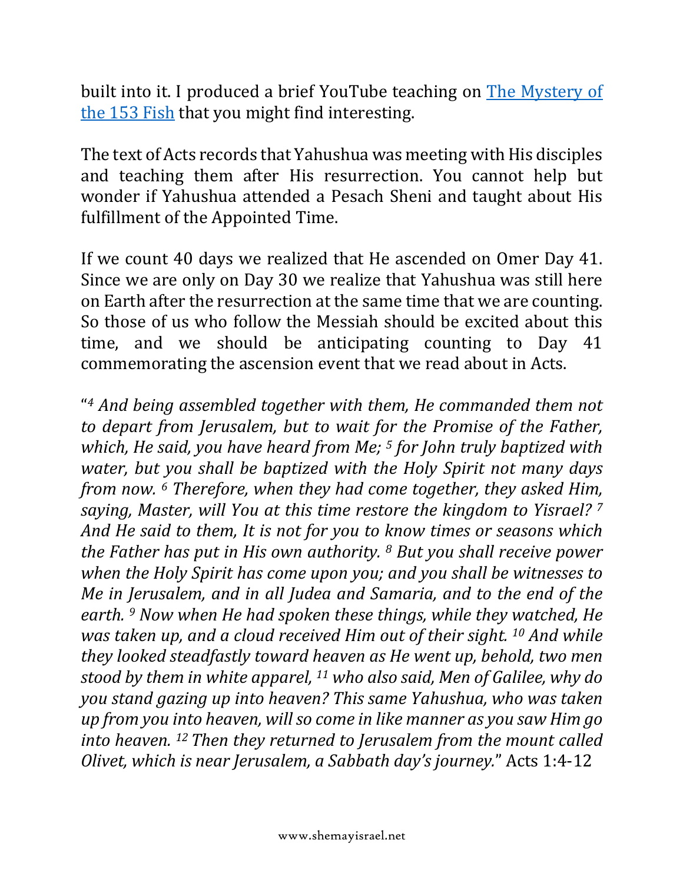built into it. I produced a brief YouTube teaching on [The Mystery of the 153 Fish]() that you might find interesting.

The text of Acts records that Yahushua was meeting with His disciples and teaching them after His resurrection. You cannot help but wonder if Yahushua attended a Pesach Sheni and taught about His fulfillment of the Appointed Time.

If we count 40 days we realized that He ascended on Omer Day 41. Since we are only on Day 30 we realize that Yahushua was still here on Earth after the resurrection at the same time that we are counting. So those of us who follow the Messiah should be excited about this time, and we should be anticipating counting to Day 41 commemorating the ascension event that we read about in Acts.

"[4] *And being assembled together with them, He commanded them not to depart from Jerusalem, but to wait for the Promise of the Father, which, He said, you have heard from Me;* [5] *for John truly baptized with water, but you shall be baptized with the Holy Spirit not many days from now.* [6] *Therefore, when they had come together, they asked Him, saying, Master, will You at this time restore the kingdom to Yisrael?* [7] *And He said to them, It is not for you to know times or seasons which the Father has put in His own authority.* [8] *But you shall receive power when the Holy Spirit has come upon you; and you shall be witnesses to Me in Jerusalem, and in all Judea and Samaria, and to the end of the earth.* [9] *Now when He had spoken these things, while they watched, He was taken up, and a cloud received Him out of their sight.* [10] *And while they looked steadfastly toward heaven as He went up, behold, two men stood by them in white apparel,* [11] *who also said, Men of Galilee, why do you stand gazing up into heaven? This same Yahushua, who was taken up from you into heaven, will so come in like manner as you saw Him go into heaven.* [12] *Then they returned to Jerusalem from the mount called Olivet, which is near Jerusalem, a Sabbath day's journey.*" Acts 1:4-12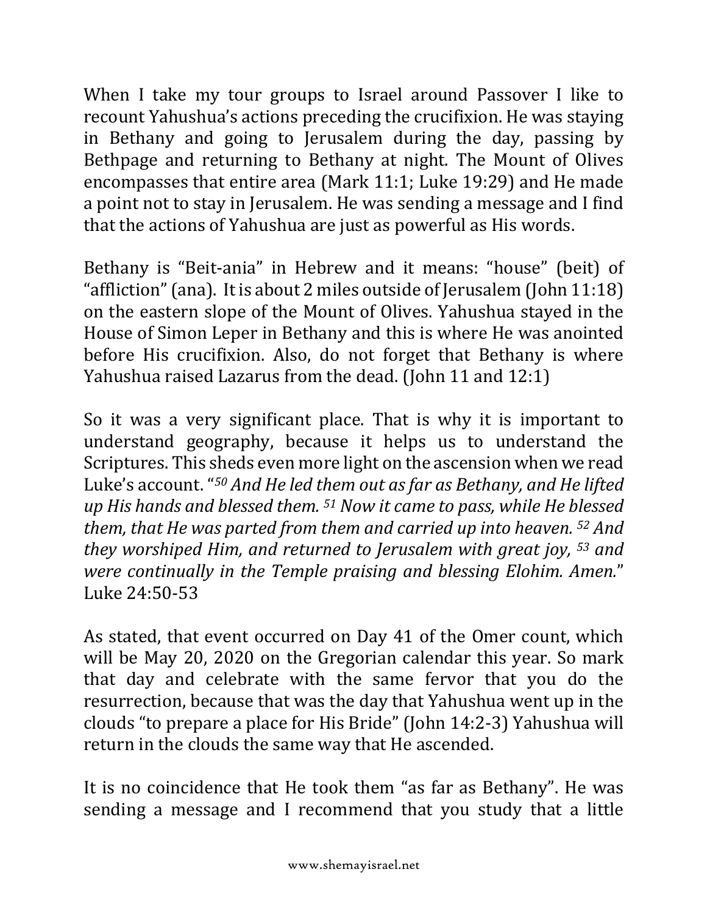When I take my tour groups to Israel around Passover I like to recount Yahushua's actions preceding the crucifixion. He was staying in Bethany and going to Jerusalem during the day, passing by Bethpage and returning to Bethany at night. The Mount of Olives encompasses that entire area (Mark 11:1; Luke 19:29) and He made a point not to stay in Jerusalem. He was sending a message and I find that the actions of Yahushua are just as powerful as His words.

Bethany is "Beit-ania" in Hebrew and it means: "house" (beit) of "affliction" (ana). It is about 2 miles outside of Jerusalem (John 11:18) on the eastern slope of the Mount of Olives. Yahushua stayed in the House of Simon Leper in Bethany and this is where He was anointed before His crucifixion. Also, do not forget that Bethany is where Yahushua raised Lazarus from the dead. (John 11 and 12:1)

So it was a very significant place. That is why it is important to understand geography, because it helps us to understand the Scriptures. This sheds even more light on the ascension when we read Luke's account. "[50] *And He led them out as far as Bethany, and He lifted up His hands and blessed them.* [51] *Now it came to pass, while He blessed them, that He was parted from them and carried up into heaven.* [52] *And they worshiped Him, and returned to Jerusalem with great joy,* [53] *and were continually in the Temple praising and blessing Elohim. Amen.*" Luke 24:50-53

As stated, that event occurred on Day 41 of the Omer count, which will be May 20, 2020 on the Gregorian calendar this year. So mark that day and celebrate with the same fervor that you do the resurrection, because that was the day that Yahushua went up in the clouds "to prepare a place for His Bride" (John 14:2-3) Yahushua will return in the clouds the same way that He ascended.

It is no coincidence that He took them "as far as Bethany". He was sending a message and I recommend that you study that a little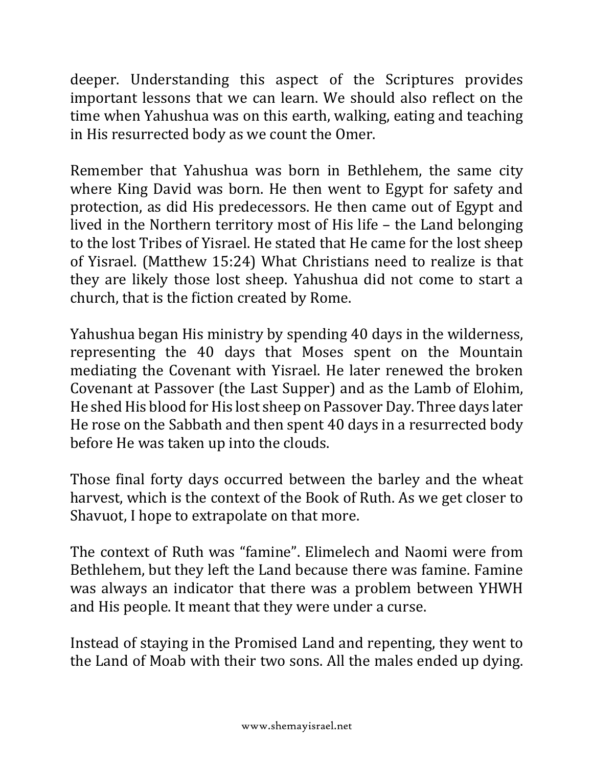deeper. Understanding this aspect of the Scriptures provides important lessons that we can learn. We should also reflect on the time when Yahushua was on this earth, walking, eating and teaching in His resurrected body as we count the Omer.

Remember that Yahushua was born in Bethlehem, the same city where King David was born. He then went to Egypt for safety and protection, as did His predecessors. He then came out of Egypt and lived in the Northern territory most of His life – the Land belonging to the lost Tribes of Yisrael. He stated that He came for the lost sheep of Yisrael. (Matthew 15:24) What Christians need to realize is that they are likely those lost sheep. Yahushua did not come to start a church, that is the fiction created by Rome.

Yahushua began His ministry by spending 40 days in the wilderness, representing the 40 days that Moses spent on the Mountain mediating the Covenant with Yisrael. He later renewed the broken Covenant at Passover (the Last Supper) and as the Lamb of Elohim, He shed His blood for His lost sheep on Passover Day. Three days later He rose on the Sabbath and then spent 40 days in a resurrected body before He was taken up into the clouds.

Those final forty days occurred between the barley and the wheat harvest, which is the context of the Book of Ruth. As we get closer to Shavuot, I hope to extrapolate on that more.

The context of Ruth was "famine". Elimelech and Naomi were from Bethlehem, but they left the Land because there was famine. Famine was always an indicator that there was a problem between YHWH and His people. It meant that they were under a curse.

Instead of staying in the Promised Land and repenting, they went to the Land of Moab with their two sons. All the males ended up dying.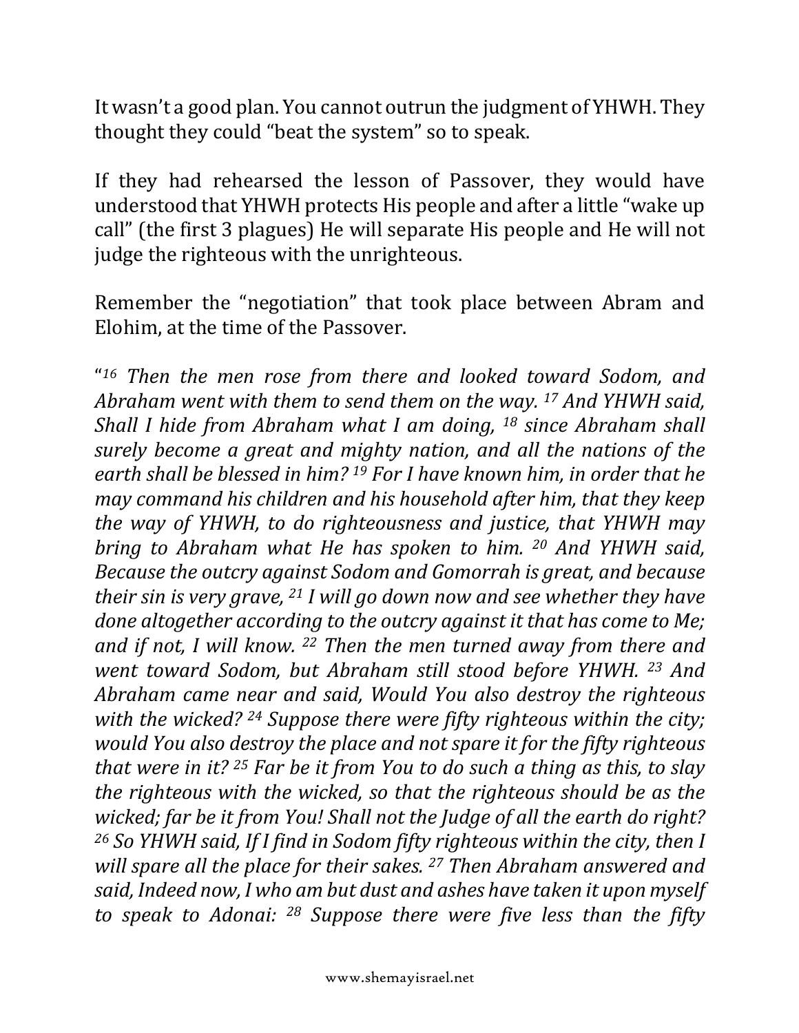It wasn't a good plan. You cannot outrun the judgment of YHWH. They thought they could "beat the system" so to speak.

If they had rehearsed the lesson of Passover, they would have understood that YHWH protects His people and after a little "wake up call" (the first 3 plagues) He will separate His people and He will not judge the righteous with the unrighteous.

Remember the "negotiation" that took place between Abram and Elohim, at the time of the Passover.

"*16 Then the men rose from there and looked toward Sodom, and Abraham went with them to send them on the way. 17 And YHWH said, Shall I hide from Abraham what I am doing, 18 since Abraham shall surely become a great and mighty nation, and all the nations of the earth shall be blessed in him? 19 For I have known him, in order that he may command his children and his household after him, that they keep the way of YHWH, to do righteousness and justice, that YHWH may bring to Abraham what He has spoken to him. 20 And YHWH said, Because the outcry against Sodom and Gomorrah is great, and because their sin is very grave, 21 I will go down now and see whether they have done altogether according to the outcry against it that has come to Me; and if not, I will know. 22 Then the men turned away from there and went toward Sodom, but Abraham still stood before YHWH. 23 And Abraham came near and said, Would You also destroy the righteous with the wicked? 24 Suppose there were fifty righteous within the city; would You also destroy the place and not spare it for the fifty righteous that were in it? 25 Far be it from You to do such a thing as this, to slay the righteous with the wicked, so that the righteous should be as the wicked; far be it from You! Shall not the Judge of all the earth do right? 26 So YHWH said, If I find in Sodom fifty righteous within the city, then I will spare all the place for their sakes. 27 Then Abraham answered and said, Indeed now, I who am but dust and ashes have taken it upon myself to speak to Adonai: 28 Suppose there were five less than the fifty*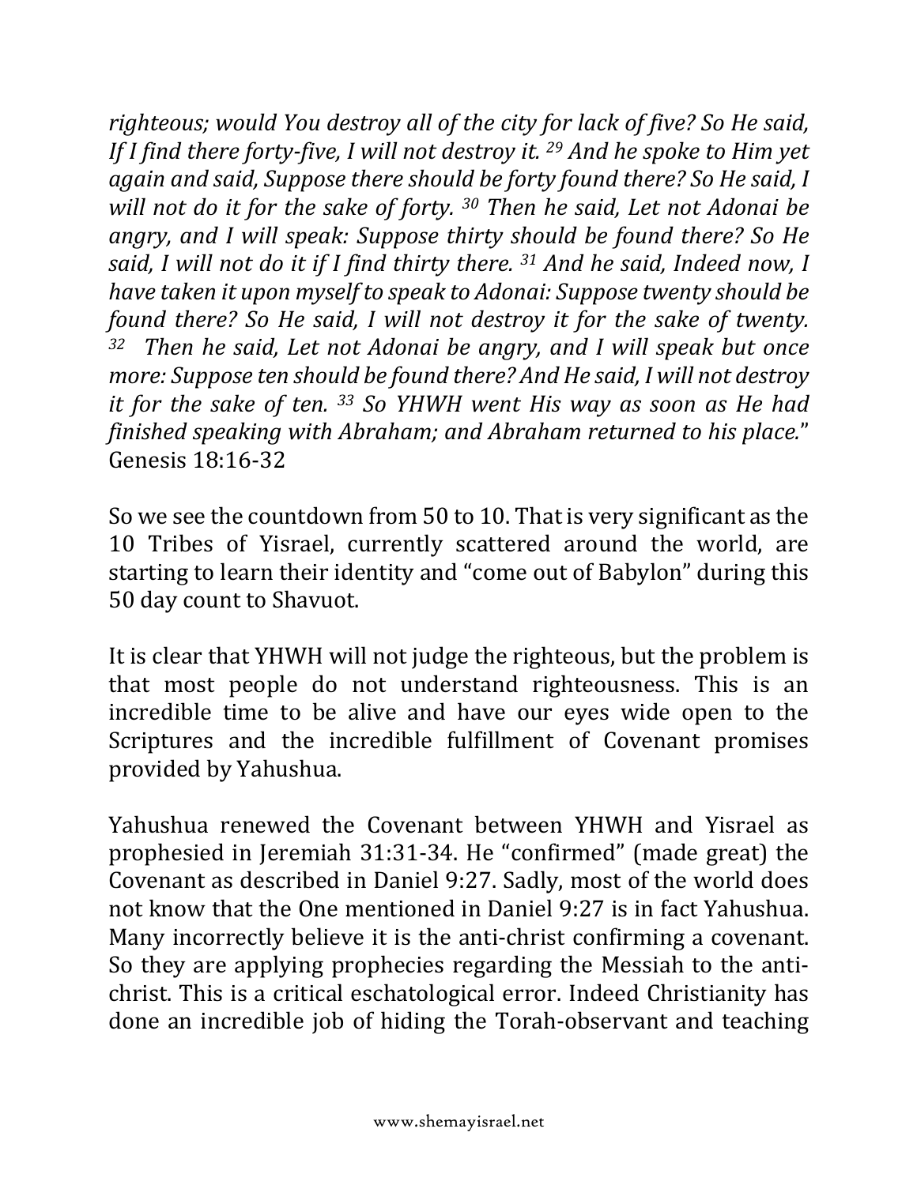*righteous; would You destroy all of the city for lack of five? So He said, If I find there forty-five, I will not destroy it. [29] And he spoke to Him yet again and said, Suppose there should be forty found there? So He said, I will not do it for the sake of forty. [30] Then he said, Let not Adonai be angry, and I will speak: Suppose thirty should be found there? So He said, I will not do it if I find thirty there. [31] And he said, Indeed now, I have taken it upon myself to speak to Adonai: Suppose twenty should be found there? So He said, I will not destroy it for the sake of twenty. [32] Then he said, Let not Adonai be angry, and I will speak but once more: Suppose ten should be found there? And He said, I will not destroy it for the sake of ten. [33] So YHWH went His way as soon as He had finished speaking with Abraham; and Abraham returned to his place.*" Genesis 18:16-32

So we see the countdown from 50 to 10. That is very significant as the 10 Tribes of Yisrael, currently scattered around the world, are starting to learn their identity and "come out of Babylon" during this 50 day count to Shavuot.

It is clear that YHWH will not judge the righteous, but the problem is that most people do not understand righteousness. This is an incredible time to be alive and have our eyes wide open to the Scriptures and the incredible fulfillment of Covenant promises provided by Yahushua.

Yahushua renewed the Covenant between YHWH and Yisrael as prophesied in Jeremiah 31:31-34. He "confirmed" (made great) the Covenant as described in Daniel 9:27. Sadly, most of the world does not know that the One mentioned in Daniel 9:27 is in fact Yahushua. Many incorrectly believe it is the anti-christ confirming a covenant. So they are applying prophecies regarding the Messiah to the anti-christ. This is a critical eschatological error. Indeed Christianity has done an incredible job of hiding the Torah-observant and teaching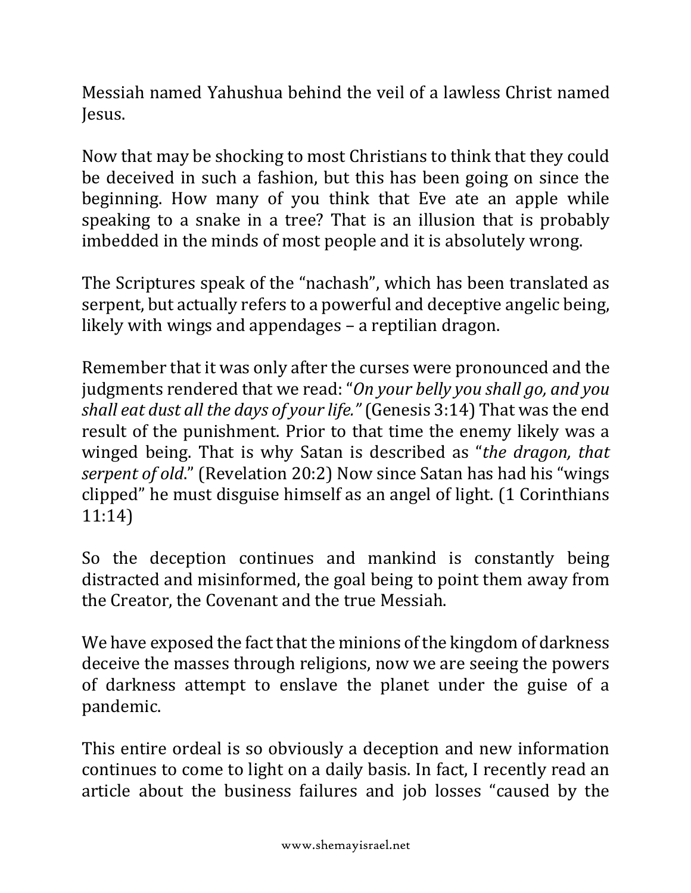Messiah named Yahushua behind the veil of a lawless Christ named Jesus.

Now that may be shocking to most Christians to think that they could be deceived in such a fashion, but this has been going on since the beginning. How many of you think that Eve ate an apple while speaking to a snake in a tree? That is an illusion that is probably imbedded in the minds of most people and it is absolutely wrong.

The Scriptures speak of the "nachash", which has been translated as serpent, but actually refers to a powerful and deceptive angelic being, likely with wings and appendages – a reptilian dragon.

Remember that it was only after the curses were pronounced and the judgments rendered that we read: "*On your belly you shall go, and you shall eat dust all the days of your life.*" (Genesis 3:14) That was the end result of the punishment. Prior to that time the enemy likely was a winged being. That is why Satan is described as "*the dragon, that serpent of old*." (Revelation 20:2) Now since Satan has had his "wings clipped" he must disguise himself as an angel of light. (1 Corinthians 11:14)

So the deception continues and mankind is constantly being distracted and misinformed, the goal being to point them away from the Creator, the Covenant and the true Messiah.

We have exposed the fact that the minions of the kingdom of darkness deceive the masses through religions, now we are seeing the powers of darkness attempt to enslave the planet under the guise of a pandemic.

This entire ordeal is so obviously a deception and new information continues to come to light on a daily basis. In fact, I recently read an article about the business failures and job losses "caused by the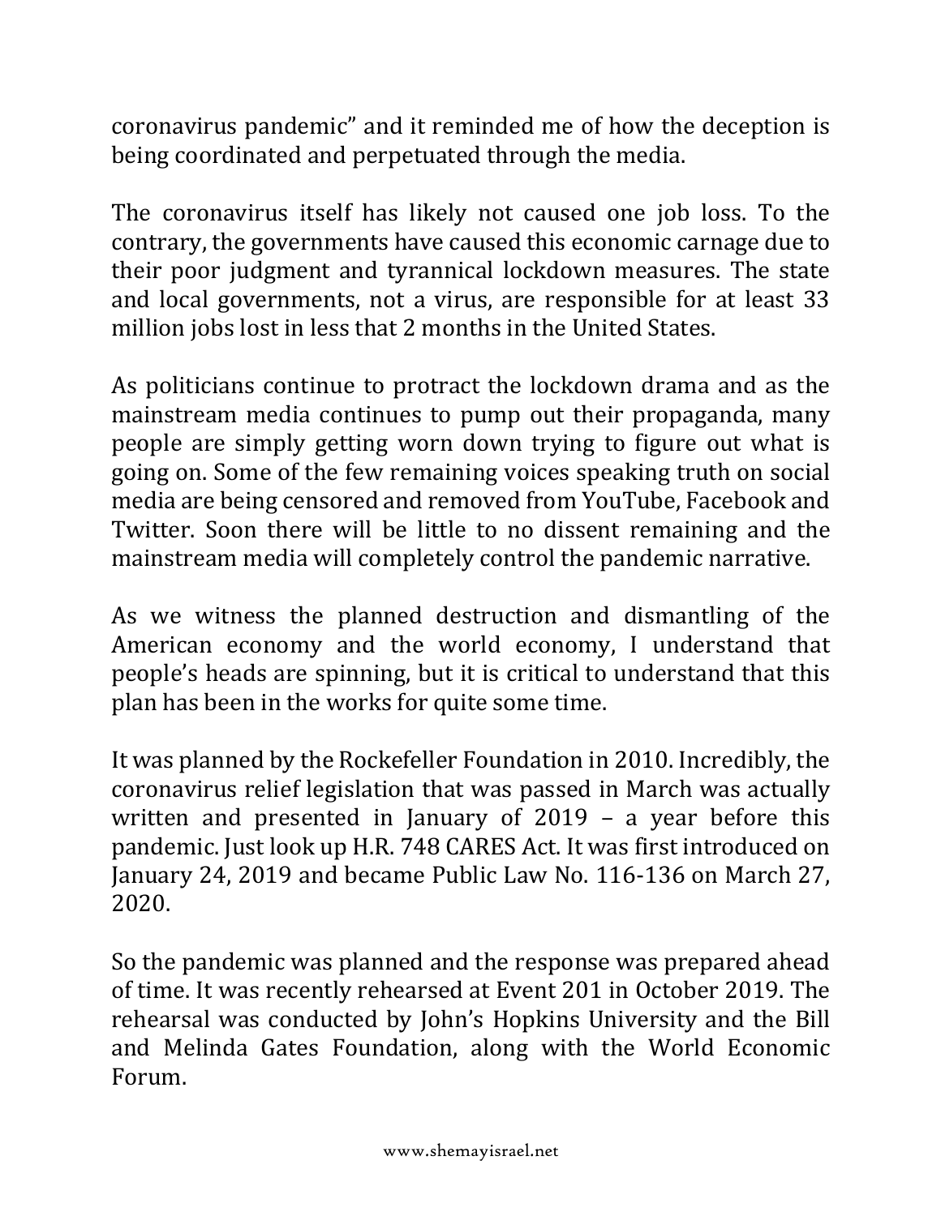coronavirus pandemic" and it reminded me of how the deception is being coordinated and perpetuated through the media.

The coronavirus itself has likely not caused one job loss. To the contrary, the governments have caused this economic carnage due to their poor judgment and tyrannical lockdown measures. The state and local governments, not a virus, are responsible for at least 33 million jobs lost in less that 2 months in the United States.

As politicians continue to protract the lockdown drama and as the mainstream media continues to pump out their propaganda, many people are simply getting worn down trying to figure out what is going on. Some of the few remaining voices speaking truth on social media are being censored and removed from YouTube, Facebook and Twitter. Soon there will be little to no dissent remaining and the mainstream media will completely control the pandemic narrative.

As we witness the planned destruction and dismantling of the American economy and the world economy, I understand that people's heads are spinning, but it is critical to understand that this plan has been in the works for quite some time.

It was planned by the Rockefeller Foundation in 2010. Incredibly, the coronavirus relief legislation that was passed in March was actually written and presented in January of 2019 – a year before this pandemic. Just look up H.R. 748 CARES Act. It was first introduced on January 24, 2019 and became Public Law No. 116-136 on March 27, 2020.

So the pandemic was planned and the response was prepared ahead of time. It was recently rehearsed at Event 201 in October 2019. The rehearsal was conducted by John's Hopkins University and the Bill and Melinda Gates Foundation, along with the World Economic Forum.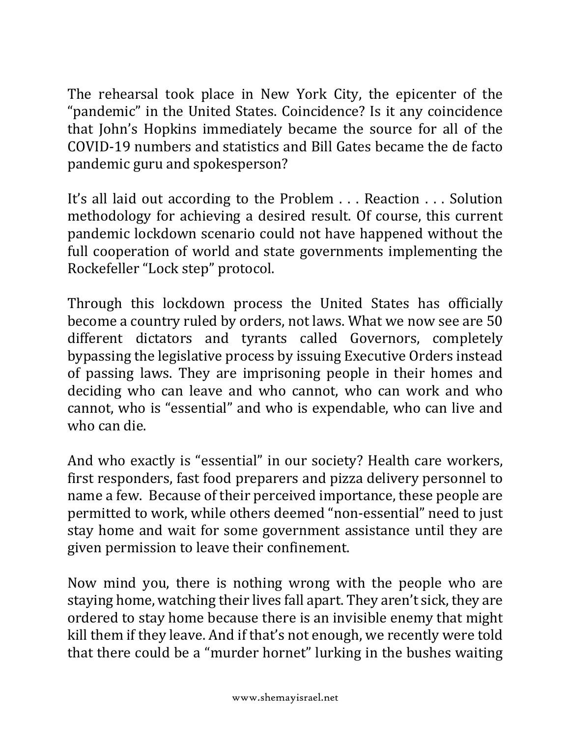The rehearsal took place in New York City, the epicenter of the "pandemic" in the United States. Coincidence? Is it any coincidence that John's Hopkins immediately became the source for all of the COVID-19 numbers and statistics and Bill Gates became the de facto pandemic guru and spokesperson?

It's all laid out according to the Problem . . . Reaction . . . Solution methodology for achieving a desired result. Of course, this current pandemic lockdown scenario could not have happened without the full cooperation of world and state governments implementing the Rockefeller "Lock step" protocol.

Through this lockdown process the United States has officially become a country ruled by orders, not laws. What we now see are 50 different dictators and tyrants called Governors, completely bypassing the legislative process by issuing Executive Orders instead of passing laws. They are imprisoning people in their homes and deciding who can leave and who cannot, who can work and who cannot, who is "essential" and who is expendable, who can live and who can die.

And who exactly is "essential" in our society? Health care workers, first responders, fast food preparers and pizza delivery personnel to name a few. Because of their perceived importance, these people are permitted to work, while others deemed "non-essential" need to just stay home and wait for some government assistance until they are given permission to leave their confinement.

Now mind you, there is nothing wrong with the people who are staying home, watching their lives fall apart. They aren't sick, they are ordered to stay home because there is an invisible enemy that might kill them if they leave. And if that's not enough, we recently were told that there could be a "murder hornet" lurking in the bushes waiting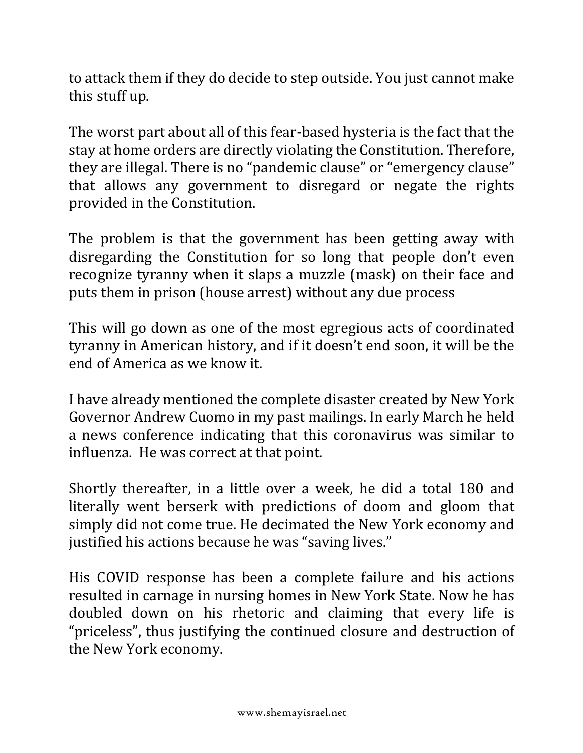to attack them if they do decide to step outside. You just cannot make this stuff up.

The worst part about all of this fear-based hysteria is the fact that the stay at home orders are directly violating the Constitution. Therefore, they are illegal. There is no "pandemic clause" or "emergency clause" that allows any government to disregard or negate the rights provided in the Constitution.

The problem is that the government has been getting away with disregarding the Constitution for so long that people don't even recognize tyranny when it slaps a muzzle (mask) on their face and puts them in prison (house arrest) without any due process

This will go down as one of the most egregious acts of coordinated tyranny in American history, and if it doesn't end soon, it will be the end of America as we know it.

I have already mentioned the complete disaster created by New York Governor Andrew Cuomo in my past mailings. In early March he held a news conference indicating that this coronavirus was similar to influenza. He was correct at that point.

Shortly thereafter, in a little over a week, he did a total 180 and literally went berserk with predictions of doom and gloom that simply did not come true. He decimated the New York economy and justified his actions because he was "saving lives."

His COVID response has been a complete failure and his actions resulted in carnage in nursing homes in New York State. Now he has doubled down on his rhetoric and claiming that every life is "priceless", thus justifying the continued closure and destruction of the New York economy.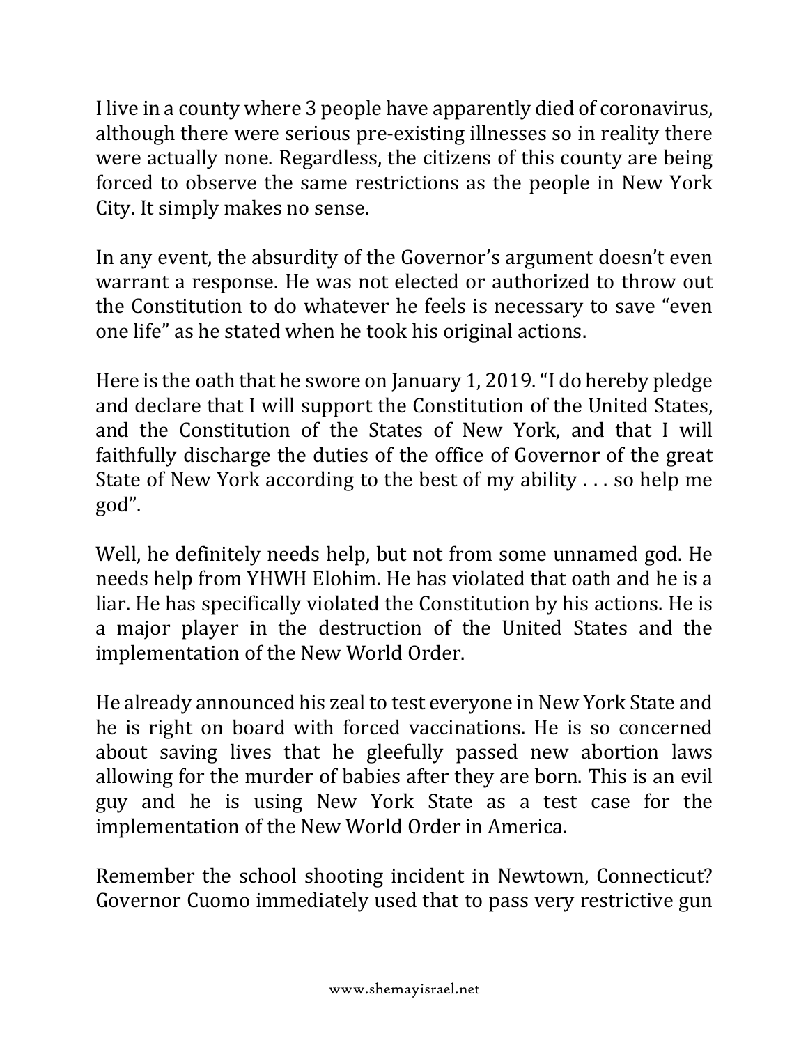I live in a county where 3 people have apparently died of coronavirus, although there were serious pre-existing illnesses so in reality there were actually none. Regardless, the citizens of this county are being forced to observe the same restrictions as the people in New York City. It simply makes no sense.

In any event, the absurdity of the Governor's argument doesn't even warrant a response. He was not elected or authorized to throw out the Constitution to do whatever he feels is necessary to save "even one life" as he stated when he took his original actions.

Here is the oath that he swore on January 1, 2019. "I do hereby pledge and declare that I will support the Constitution of the United States, and the Constitution of the States of New York, and that I will faithfully discharge the duties of the office of Governor of the great State of New York according to the best of my ability . . . so help me god".

Well, he definitely needs help, but not from some unnamed god. He needs help from YHWH Elohim. He has violated that oath and he is a liar. He has specifically violated the Constitution by his actions. He is a major player in the destruction of the United States and the implementation of the New World Order.

He already announced his zeal to test everyone in New York State and he is right on board with forced vaccinations. He is so concerned about saving lives that he gleefully passed new abortion laws allowing for the murder of babies after they are born. This is an evil guy and he is using New York State as a test case for the implementation of the New World Order in America.

Remember the school shooting incident in Newtown, Connecticut? Governor Cuomo immediately used that to pass very restrictive gun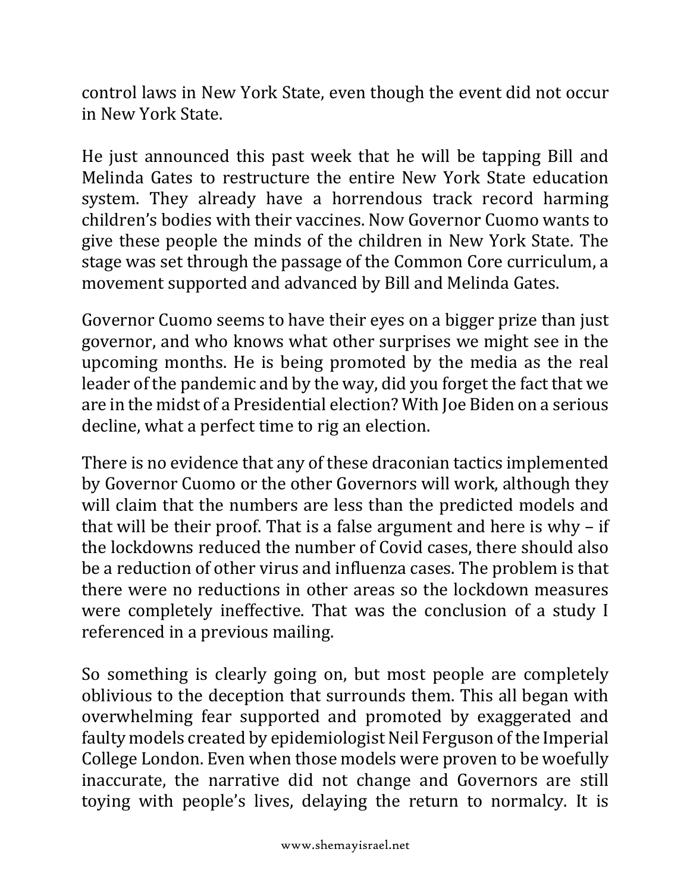control laws in New York State, even though the event did not occur in New York State.

He just announced this past week that he will be tapping Bill and Melinda Gates to restructure the entire New York State education system. They already have a horrendous track record harming children's bodies with their vaccines. Now Governor Cuomo wants to give these people the minds of the children in New York State. The stage was set through the passage of the Common Core curriculum, a movement supported and advanced by Bill and Melinda Gates.

Governor Cuomo seems to have their eyes on a bigger prize than just governor, and who knows what other surprises we might see in the upcoming months. He is being promoted by the media as the real leader of the pandemic and by the way, did you forget the fact that we are in the midst of a Presidential election? With Joe Biden on a serious decline, what a perfect time to rig an election.

There is no evidence that any of these draconian tactics implemented by Governor Cuomo or the other Governors will work, although they will claim that the numbers are less than the predicted models and that will be their proof. That is a false argument and here is why – if the lockdowns reduced the number of Covid cases, there should also be a reduction of other virus and influenza cases. The problem is that there were no reductions in other areas so the lockdown measures were completely ineffective. That was the conclusion of a study I referenced in a previous mailing.

So something is clearly going on, but most people are completely oblivious to the deception that surrounds them. This all began with overwhelming fear supported and promoted by exaggerated and faulty models created by epidemiologist Neil Ferguson of the Imperial College London. Even when those models were proven to be woefully inaccurate, the narrative did not change and Governors are still toying with people's lives, delaying the return to normalcy. It is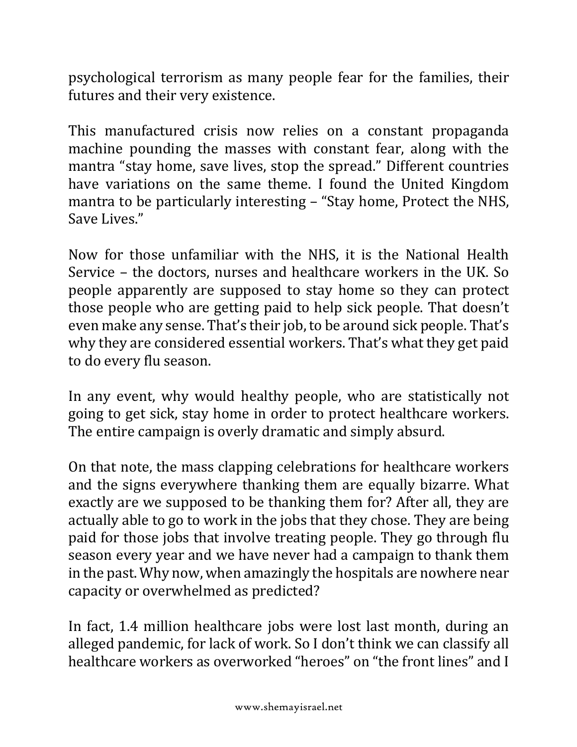psychological terrorism as many people fear for the families, their futures and their very existence.

This manufactured crisis now relies on a constant propaganda machine pounding the masses with constant fear, along with the mantra "stay home, save lives, stop the spread." Different countries have variations on the same theme. I found the United Kingdom mantra to be particularly interesting – "Stay home, Protect the NHS, Save Lives."

Now for those unfamiliar with the NHS, it is the National Health Service – the doctors, nurses and healthcare workers in the UK. So people apparently are supposed to stay home so they can protect those people who are getting paid to help sick people. That doesn't even make any sense. That's their job, to be around sick people. That's why they are considered essential workers. That's what they get paid to do every flu season.

In any event, why would healthy people, who are statistically not going to get sick, stay home in order to protect healthcare workers. The entire campaign is overly dramatic and simply absurd.

On that note, the mass clapping celebrations for healthcare workers and the signs everywhere thanking them are equally bizarre. What exactly are we supposed to be thanking them for? After all, they are actually able to go to work in the jobs that they chose. They are being paid for those jobs that involve treating people. They go through flu season every year and we have never had a campaign to thank them in the past. Why now, when amazingly the hospitals are nowhere near capacity or overwhelmed as predicted?

In fact, 1.4 million healthcare jobs were lost last month, during an alleged pandemic, for lack of work. So I don't think we can classify all healthcare workers as overworked "heroes" on "the front lines" and I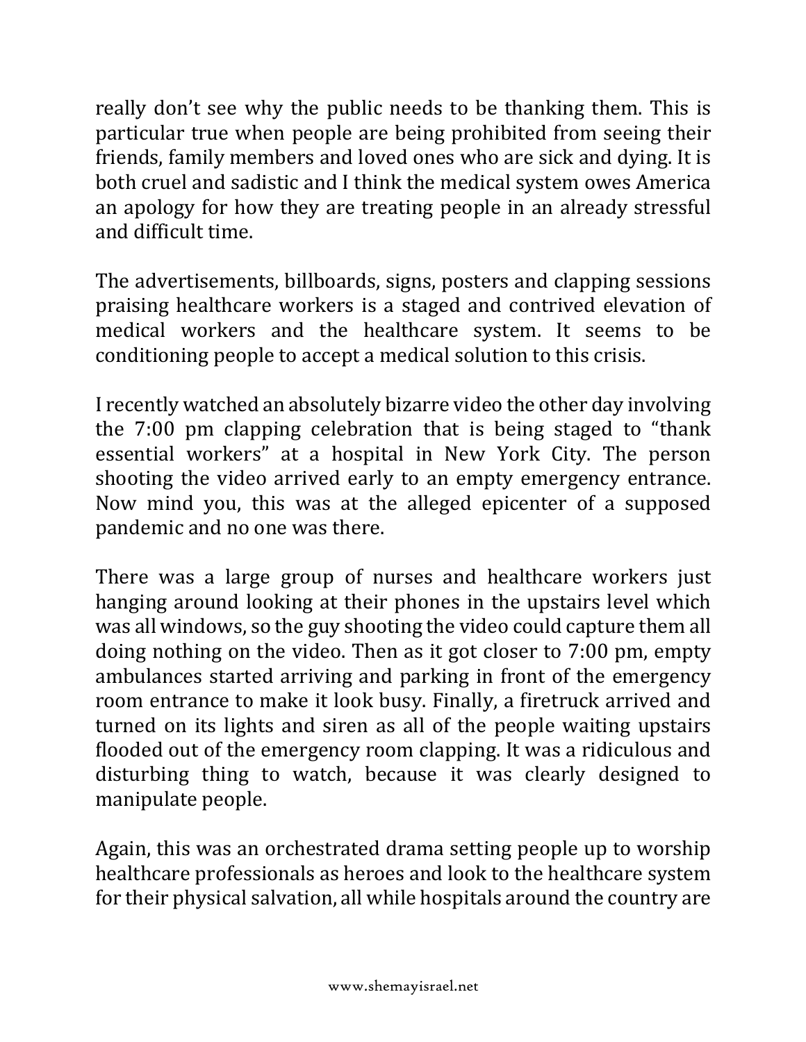really don't see why the public needs to be thanking them. This is particular true when people are being prohibited from seeing their friends, family members and loved ones who are sick and dying. It is both cruel and sadistic and I think the medical system owes America an apology for how they are treating people in an already stressful and difficult time.

The advertisements, billboards, signs, posters and clapping sessions praising healthcare workers is a staged and contrived elevation of medical workers and the healthcare system. It seems to be conditioning people to accept a medical solution to this crisis.

I recently watched an absolutely bizarre video the other day involving the 7:00 pm clapping celebration that is being staged to "thank essential workers" at a hospital in New York City. The person shooting the video arrived early to an empty emergency entrance. Now mind you, this was at the alleged epicenter of a supposed pandemic and no one was there.

There was a large group of nurses and healthcare workers just hanging around looking at their phones in the upstairs level which was all windows, so the guy shooting the video could capture them all doing nothing on the video. Then as it got closer to 7:00 pm, empty ambulances started arriving and parking in front of the emergency room entrance to make it look busy. Finally, a firetruck arrived and turned on its lights and siren as all of the people waiting upstairs flooded out of the emergency room clapping. It was a ridiculous and disturbing thing to watch, because it was clearly designed to manipulate people.

Again, this was an orchestrated drama setting people up to worship healthcare professionals as heroes and look to the healthcare system for their physical salvation, all while hospitals around the country are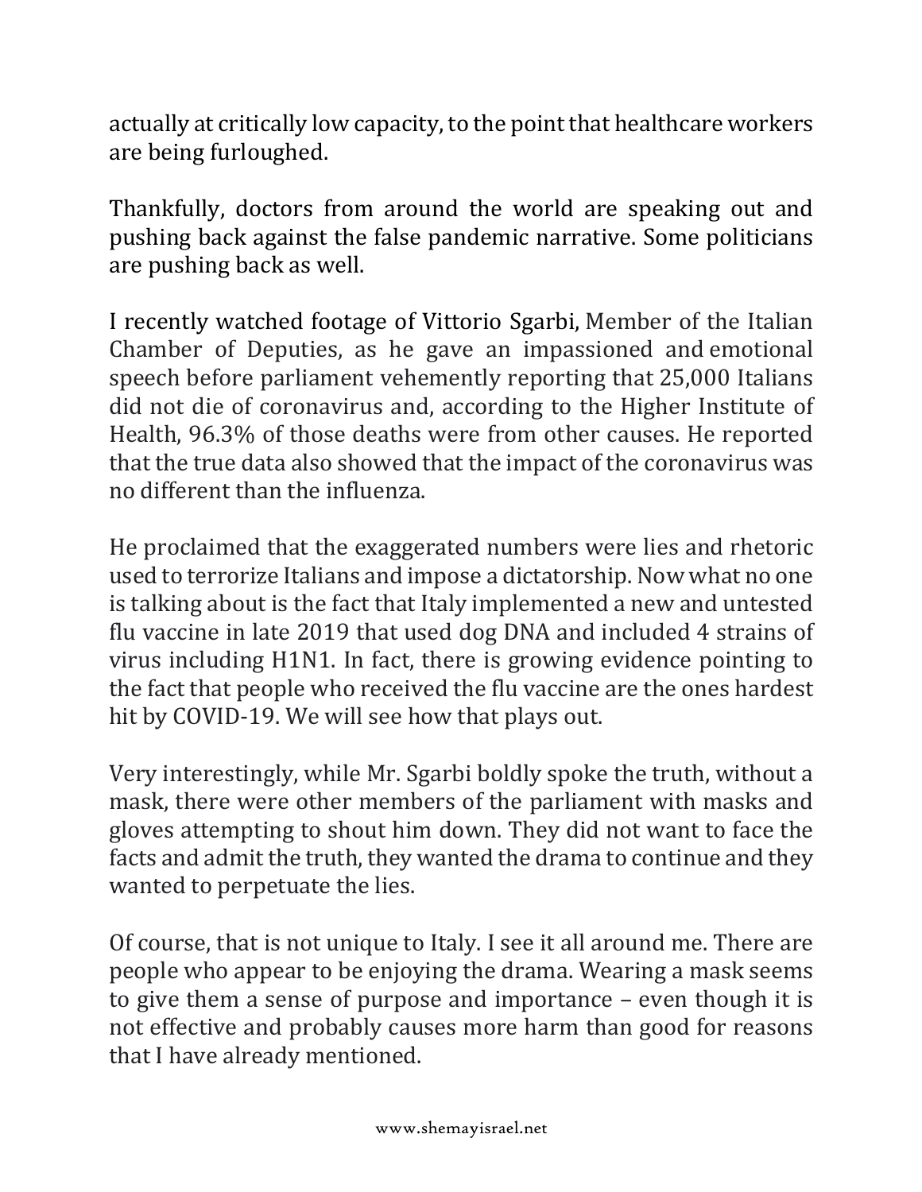actually at critically low capacity, to the point that healthcare workers are being furloughed.

Thankfully, doctors from around the world are speaking out and pushing back against the false pandemic narrative. Some politicians are pushing back as well.

I recently watched footage of Vittorio Sgarbi, Member of the Italian Chamber of Deputies, as he gave an impassioned and emotional speech before parliament vehemently reporting that 25,000 Italians did not die of coronavirus and, according to the Higher Institute of Health, 96.3% of those deaths were from other causes. He reported that the true data also showed that the impact of the coronavirus was no different than the influenza.

He proclaimed that the exaggerated numbers were lies and rhetoric used to terrorize Italians and impose a dictatorship. Now what no one is talking about is the fact that Italy implemented a new and untested flu vaccine in late 2019 that used dog DNA and included 4 strains of virus including H1N1. In fact, there is growing evidence pointing to the fact that people who received the flu vaccine are the ones hardest hit by COVID-19. We will see how that plays out.

Very interestingly, while Mr. Sgarbi boldly spoke the truth, without a mask, there were other members of the parliament with masks and gloves attempting to shout him down. They did not want to face the facts and admit the truth, they wanted the drama to continue and they wanted to perpetuate the lies.

Of course, that is not unique to Italy. I see it all around me. There are people who appear to be enjoying the drama. Wearing a mask seems to give them a sense of purpose and importance – even though it is not effective and probably causes more harm than good for reasons that I have already mentioned.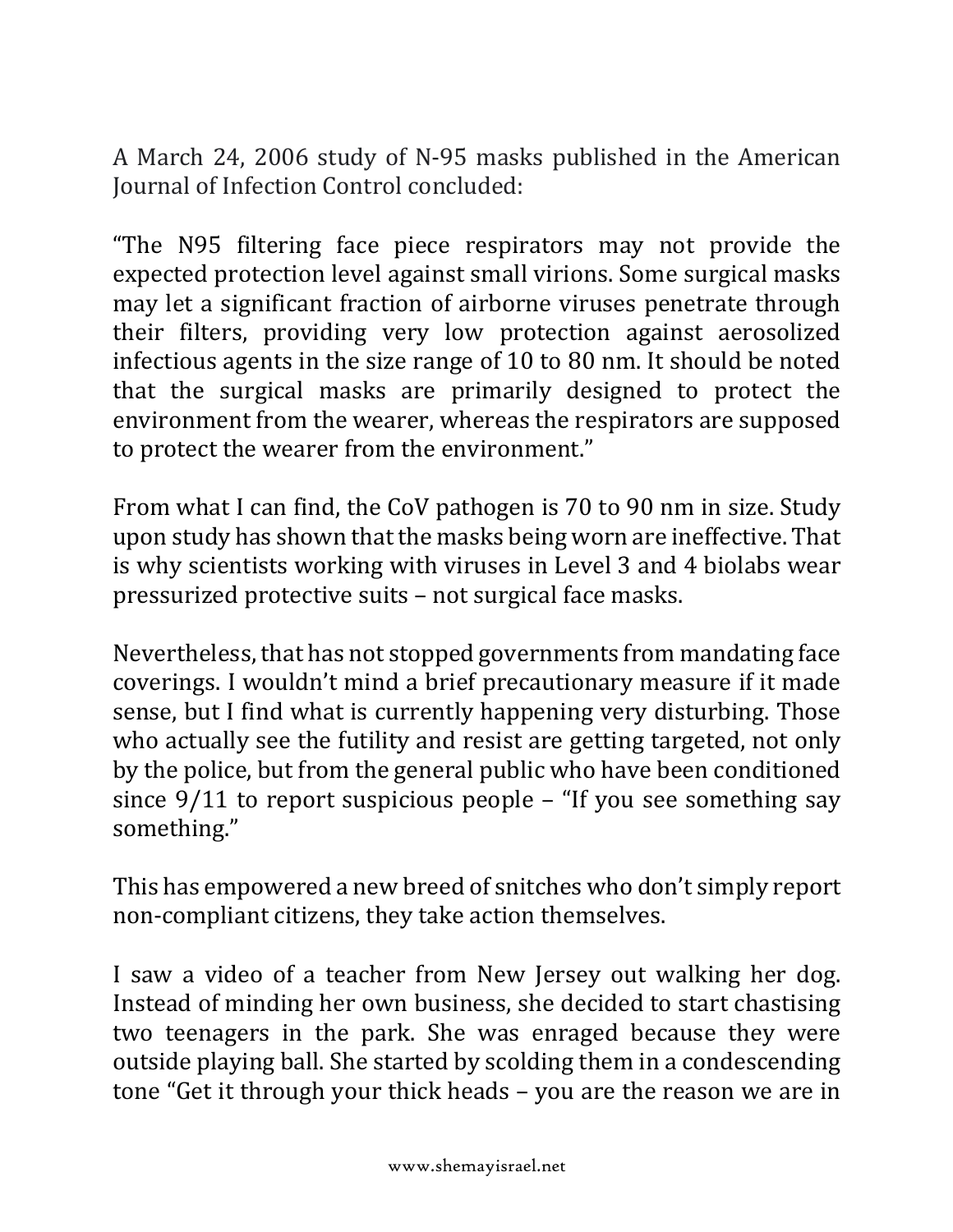A March 24, 2006 study of N-95 masks published in the American Journal of Infection Control concluded:

"The N95 filtering face piece respirators may not provide the expected protection level against small virions. Some surgical masks may let a significant fraction of airborne viruses penetrate through their filters, providing very low protection against aerosolized infectious agents in the size range of 10 to 80 nm. It should be noted that the surgical masks are primarily designed to protect the environment from the wearer, whereas the respirators are supposed to protect the wearer from the environment."

From what I can find, the CoV pathogen is 70 to 90 nm in size. Study upon study has shown that the masks being worn are ineffective. That is why scientists working with viruses in Level 3 and 4 biolabs wear pressurized protective suits – not surgical face masks.

Nevertheless, that has not stopped governments from mandating face coverings. I wouldn't mind a brief precautionary measure if it made sense, but I find what is currently happening very disturbing. Those who actually see the futility and resist are getting targeted, not only by the police, but from the general public who have been conditioned since 9/11 to report suspicious people – "If you see something say something."

This has empowered a new breed of snitches who don't simply report non-compliant citizens, they take action themselves.

I saw a video of a teacher from New Jersey out walking her dog. Instead of minding her own business, she decided to start chastising two teenagers in the park. She was enraged because they were outside playing ball. She started by scolding them in a condescending tone "Get it through your thick heads – you are the reason we are in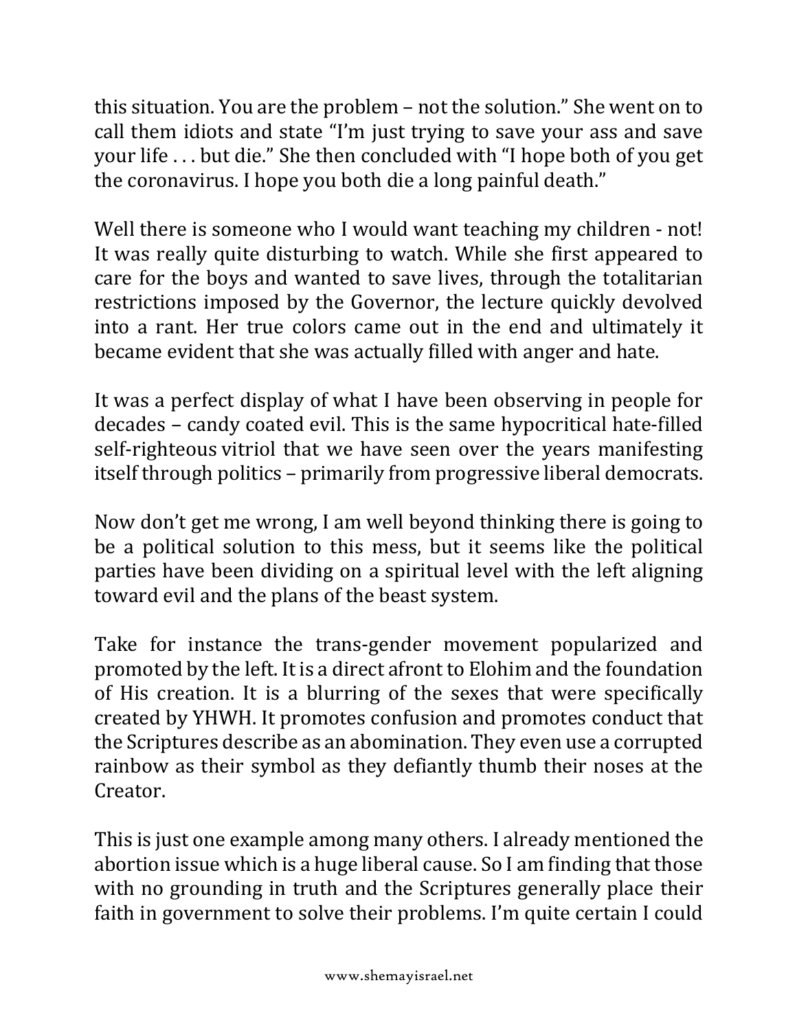this situation. You are the problem – not the solution." She went on to call them idiots and state "I'm just trying to save your ass and save your life . . . but die." She then concluded with "I hope both of you get the coronavirus. I hope you both die a long painful death."

Well there is someone who I would want teaching my children - not! It was really quite disturbing to watch. While she first appeared to care for the boys and wanted to save lives, through the totalitarian restrictions imposed by the Governor, the lecture quickly devolved into a rant. Her true colors came out in the end and ultimately it became evident that she was actually filled with anger and hate.

It was a perfect display of what I have been observing in people for decades – candy coated evil. This is the same hypocritical hate-filled self-righteous vitriol that we have seen over the years manifesting itself through politics – primarily from progressive liberal democrats.

Now don't get me wrong, I am well beyond thinking there is going to be a political solution to this mess, but it seems like the political parties have been dividing on a spiritual level with the left aligning toward evil and the plans of the beast system.

Take for instance the trans-gender movement popularized and promoted by the left. It is a direct afront to Elohim and the foundation of His creation. It is a blurring of the sexes that were specifically created by YHWH. It promotes confusion and promotes conduct that the Scriptures describe as an abomination. They even use a corrupted rainbow as their symbol as they defiantly thumb their noses at the Creator.

This is just one example among many others. I already mentioned the abortion issue which is a huge liberal cause. So I am finding that those with no grounding in truth and the Scriptures generally place their faith in government to solve their problems. I'm quite certain I could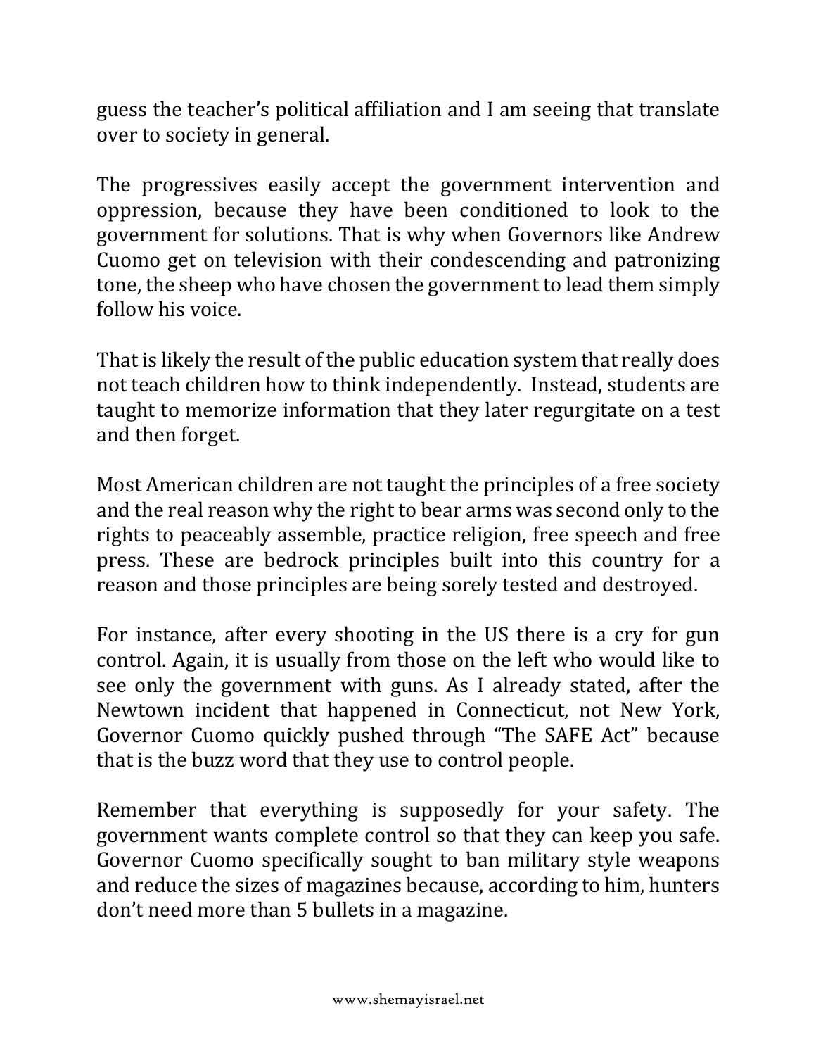guess the teacher's political affiliation and I am seeing that translate over to society in general.

The progressives easily accept the government intervention and oppression, because they have been conditioned to look to the government for solutions. That is why when Governors like Andrew Cuomo get on television with their condescending and patronizing tone, the sheep who have chosen the government to lead them simply follow his voice.

That is likely the result of the public education system that really does not teach children how to think independently. Instead, students are taught to memorize information that they later regurgitate on a test and then forget.

Most American children are not taught the principles of a free society and the real reason why the right to bear arms was second only to the rights to peaceably assemble, practice religion, free speech and free press. These are bedrock principles built into this country for a reason and those principles are being sorely tested and destroyed.

For instance, after every shooting in the US there is a cry for gun control. Again, it is usually from those on the left who would like to see only the government with guns. As I already stated, after the Newtown incident that happened in Connecticut, not New York, Governor Cuomo quickly pushed through "The SAFE Act" because that is the buzz word that they use to control people.

Remember that everything is supposedly for your safety. The government wants complete control so that they can keep you safe. Governor Cuomo specifically sought to ban military style weapons and reduce the sizes of magazines because, according to him, hunters don't need more than 5 bullets in a magazine.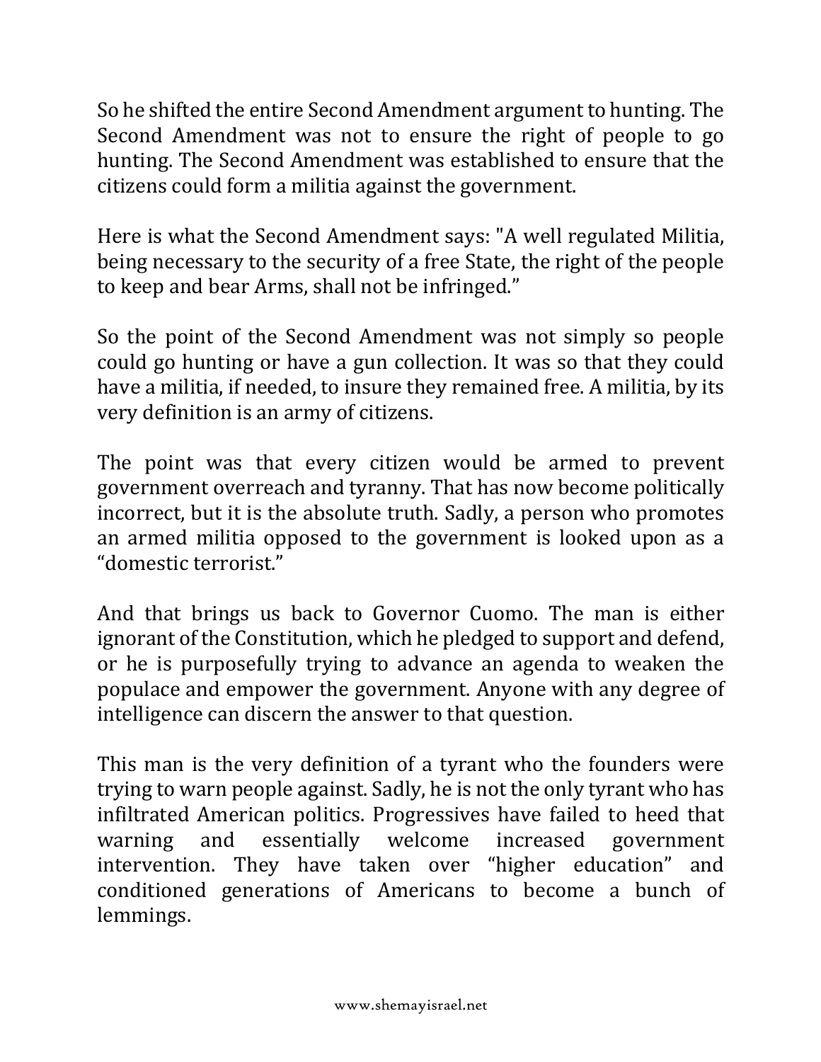So he shifted the entire Second Amendment argument to hunting. The Second Amendment was not to ensure the right of people to go hunting. The Second Amendment was established to ensure that the citizens could form a militia against the government.

Here is what the Second Amendment says: "A well regulated Militia, being necessary to the security of a free State, the right of the people to keep and bear Arms, shall not be infringed."

So the point of the Second Amendment was not simply so people could go hunting or have a gun collection. It was so that they could have a militia, if needed, to insure they remained free. A militia, by its very definition is an army of citizens.

The point was that every citizen would be armed to prevent government overreach and tyranny. That has now become politically incorrect, but it is the absolute truth. Sadly, a person who promotes an armed militia opposed to the government is looked upon as a "domestic terrorist."

And that brings us back to Governor Cuomo. The man is either ignorant of the Constitution, which he pledged to support and defend, or he is purposefully trying to advance an agenda to weaken the populace and empower the government. Anyone with any degree of intelligence can discern the answer to that question.

This man is the very definition of a tyrant who the founders were trying to warn people against. Sadly, he is not the only tyrant who has infiltrated American politics. Progressives have failed to heed that warning and essentially welcome increased government intervention. They have taken over "higher education" and conditioned generations of Americans to become a bunch of lemmings.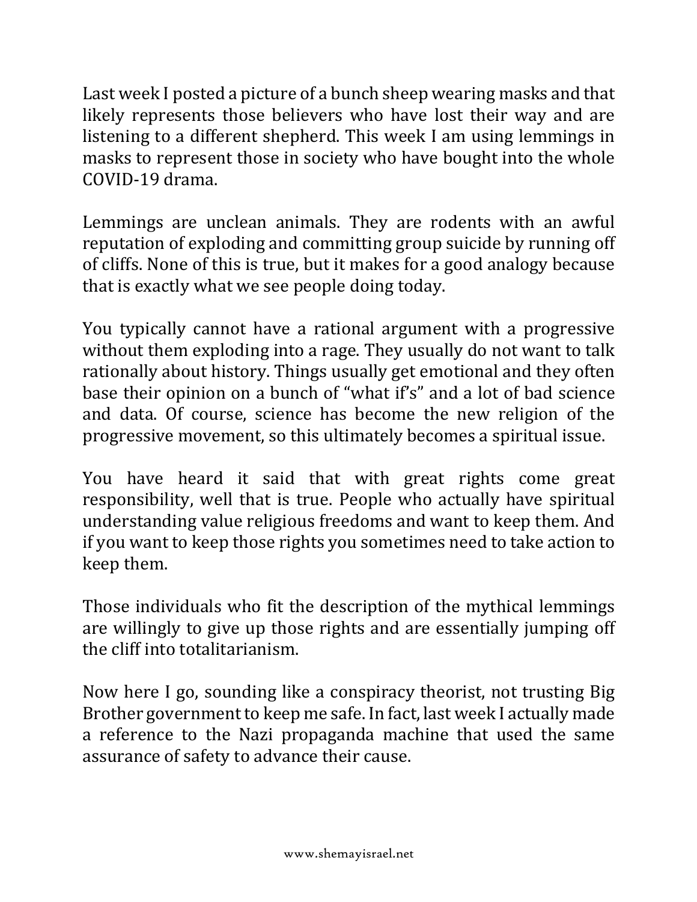Last week I posted a picture of a bunch sheep wearing masks and that likely represents those believers who have lost their way and are listening to a different shepherd. This week I am using lemmings in masks to represent those in society who have bought into the whole COVID-19 drama.

Lemmings are unclean animals. They are rodents with an awful reputation of exploding and committing group suicide by running off of cliffs. None of this is true, but it makes for a good analogy because that is exactly what we see people doing today.

You typically cannot have a rational argument with a progressive without them exploding into a rage. They usually do not want to talk rationally about history. Things usually get emotional and they often base their opinion on a bunch of "what if's" and a lot of bad science and data. Of course, science has become the new religion of the progressive movement, so this ultimately becomes a spiritual issue.

You have heard it said that with great rights come great responsibility, well that is true. People who actually have spiritual understanding value religious freedoms and want to keep them. And if you want to keep those rights you sometimes need to take action to keep them.

Those individuals who fit the description of the mythical lemmings are willingly to give up those rights and are essentially jumping off the cliff into totalitarianism.

Now here I go, sounding like a conspiracy theorist, not trusting Big Brother government to keep me safe. In fact, last week I actually made a reference to the Nazi propaganda machine that used the same assurance of safety to advance their cause.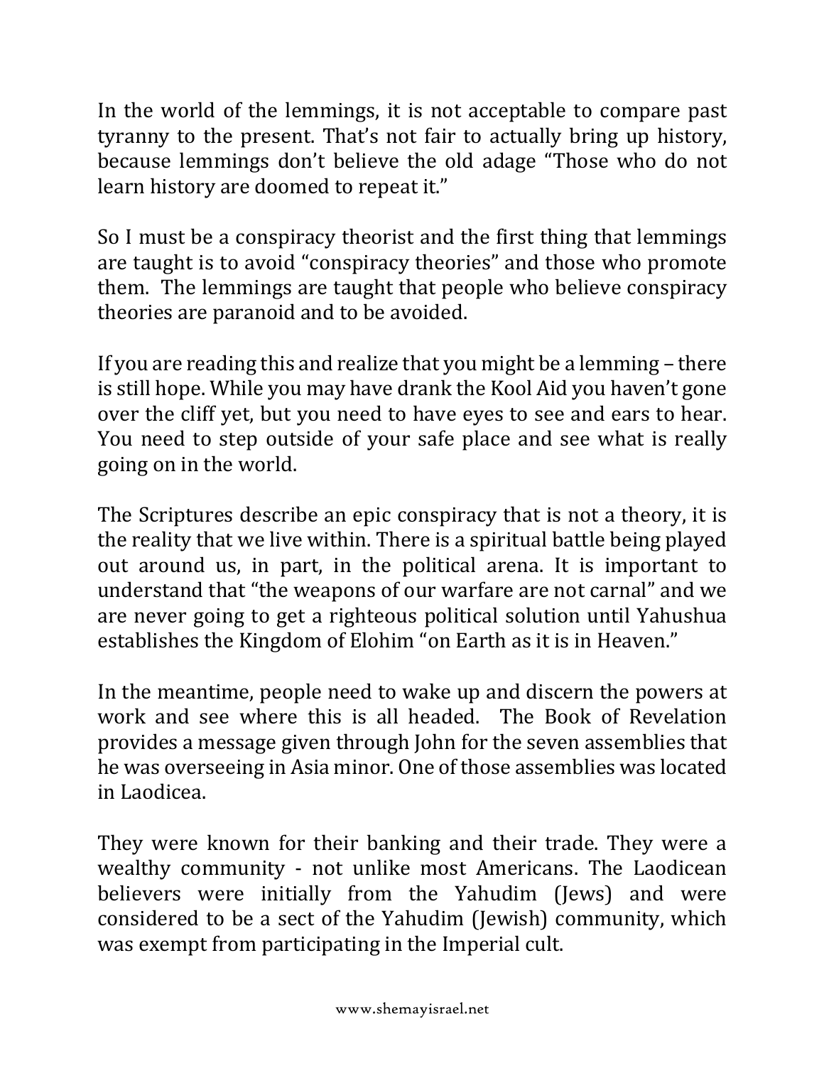In the world of the lemmings, it is not acceptable to compare past tyranny to the present. That's not fair to actually bring up history, because lemmings don't believe the old adage "Those who do not learn history are doomed to repeat it."

So I must be a conspiracy theorist and the first thing that lemmings are taught is to avoid "conspiracy theories" and those who promote them. The lemmings are taught that people who believe conspiracy theories are paranoid and to be avoided.

If you are reading this and realize that you might be a lemming – there is still hope. While you may have drank the Kool Aid you haven't gone over the cliff yet, but you need to have eyes to see and ears to hear. You need to step outside of your safe place and see what is really going on in the world.

The Scriptures describe an epic conspiracy that is not a theory, it is the reality that we live within. There is a spiritual battle being played out around us, in part, in the political arena. It is important to understand that "the weapons of our warfare are not carnal" and we are never going to get a righteous political solution until Yahushua establishes the Kingdom of Elohim "on Earth as it is in Heaven."

In the meantime, people need to wake up and discern the powers at work and see where this is all headed. The Book of Revelation provides a message given through John for the seven assemblies that he was overseeing in Asia minor. One of those assemblies was located in Laodicea.

They were known for their banking and their trade. They were a wealthy community - not unlike most Americans. The Laodicean believers were initially from the Yahudim (Jews) and were considered to be a sect of the Yahudim (Jewish) community, which was exempt from participating in the Imperial cult.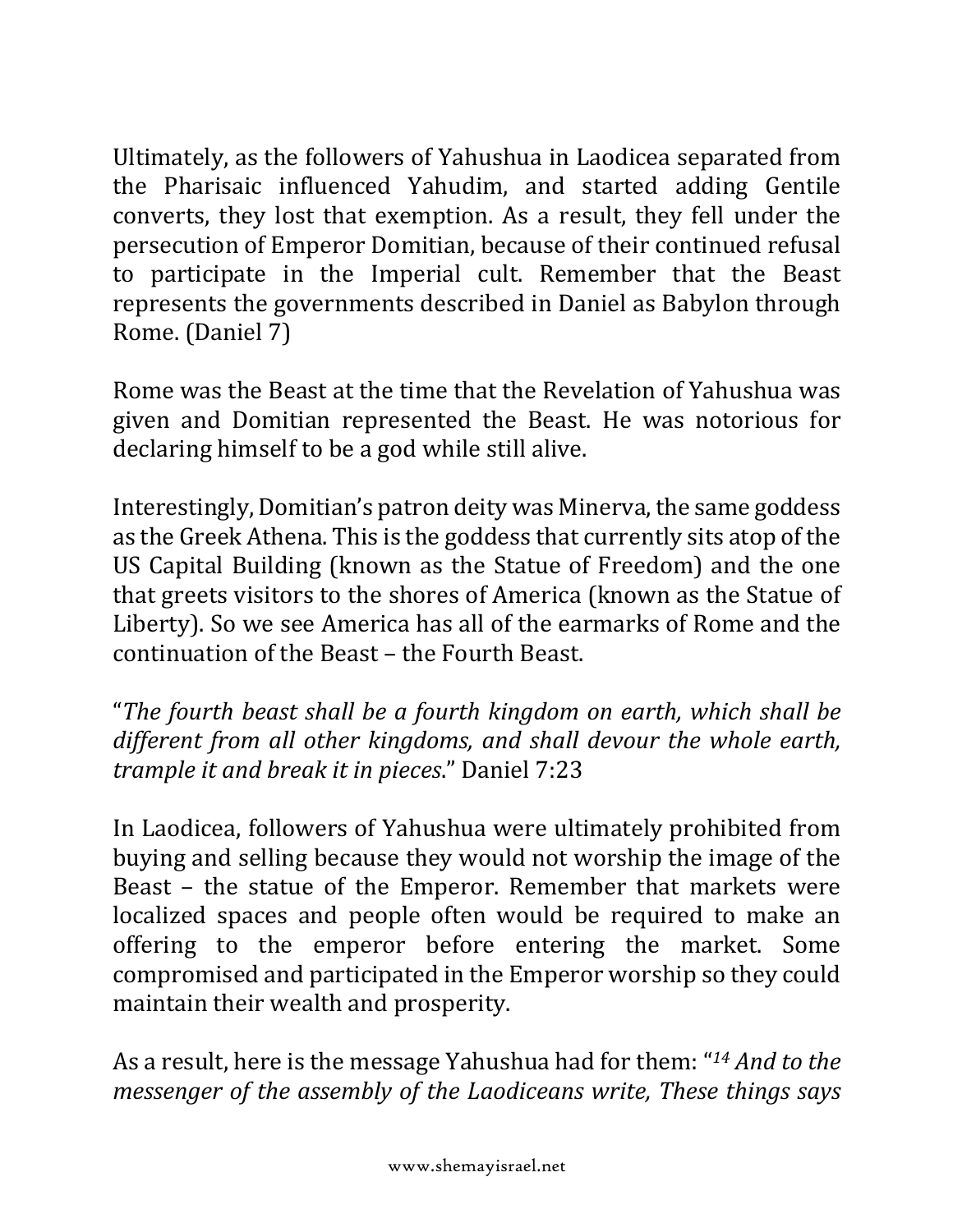Ultimately, as the followers of Yahushua in Laodicea separated from the Pharisaic influenced Yahudim, and started adding Gentile converts, they lost that exemption. As a result, they fell under the persecution of Emperor Domitian, because of their continued refusal to participate in the Imperial cult. Remember that the Beast represents the governments described in Daniel as Babylon through Rome. (Daniel 7)

Rome was the Beast at the time that the Revelation of Yahushua was given and Domitian represented the Beast. He was notorious for declaring himself to be a god while still alive.

Interestingly, Domitian's patron deity was Minerva, the same goddess as the Greek Athena. This is the goddess that currently sits atop of the US Capital Building (known as the Statue of Freedom) and the one that greets visitors to the shores of America (known as the Statue of Liberty). So we see America has all of the earmarks of Rome and the continuation of the Beast – the Fourth Beast.

"*The fourth beast shall be a fourth kingdom on earth, which shall be different from all other kingdoms, and shall devour the whole earth, trample it and break it in pieces*." Daniel 7:23

In Laodicea, followers of Yahushua were ultimately prohibited from buying and selling because they would not worship the image of the Beast – the statue of the Emperor. Remember that markets were localized spaces and people often would be required to make an offering to the emperor before entering the market. Some compromised and participated in the Emperor worship so they could maintain their wealth and prosperity.

As a result, here is the message Yahushua had for them: "[14] *And to the messenger of the assembly of the Laodiceans write, These things says*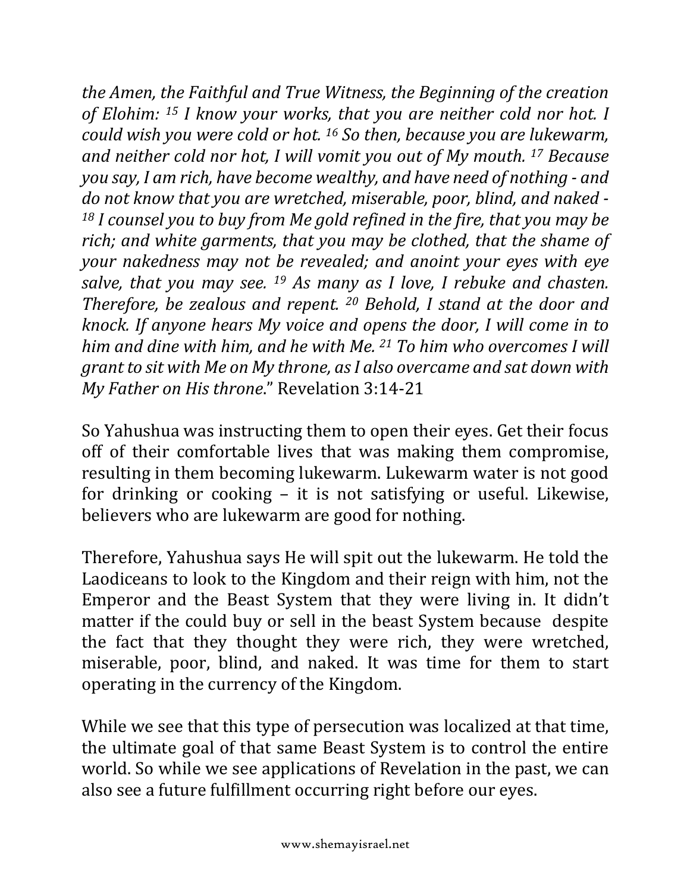*the Amen, the Faithful and True Witness, the Beginning of the creation of Elohim: [15] I know your works, that you are neither cold nor hot. I could wish you were cold or hot. [16] So then, because you are lukewarm, and neither cold nor hot, I will vomit you out of My mouth. [17] Because you say, I am rich, have become wealthy, and have need of nothing - and do not know that you are wretched, miserable, poor, blind, and naked - [18] I counsel you to buy from Me gold refined in the fire, that you may be rich; and white garments, that you may be clothed, that the shame of your nakedness may not be revealed; and anoint your eyes with eye salve, that you may see. [19] As many as I love, I rebuke and chasten. Therefore, be zealous and repent. [20] Behold, I stand at the door and knock. If anyone hears My voice and opens the door, I will come in to him and dine with him, and he with Me. [21] To him who overcomes I will grant to sit with Me on My throne, as I also overcame and sat down with My Father on His throne*." Revelation 3:14-21

So Yahushua was instructing them to open their eyes. Get their focus off of their comfortable lives that was making them compromise, resulting in them becoming lukewarm. Lukewarm water is not good for drinking or cooking – it is not satisfying or useful. Likewise, believers who are lukewarm are good for nothing.

Therefore, Yahushua says He will spit out the lukewarm. He told the Laodiceans to look to the Kingdom and their reign with him, not the Emperor and the Beast System that they were living in. It didn't matter if the could buy or sell in the beast System because despite the fact that they thought they were rich, they were wretched, miserable, poor, blind, and naked. It was time for them to start operating in the currency of the Kingdom.

While we see that this type of persecution was localized at that time, the ultimate goal of that same Beast System is to control the entire world. So while we see applications of Revelation in the past, we can also see a future fulfillment occurring right before our eyes.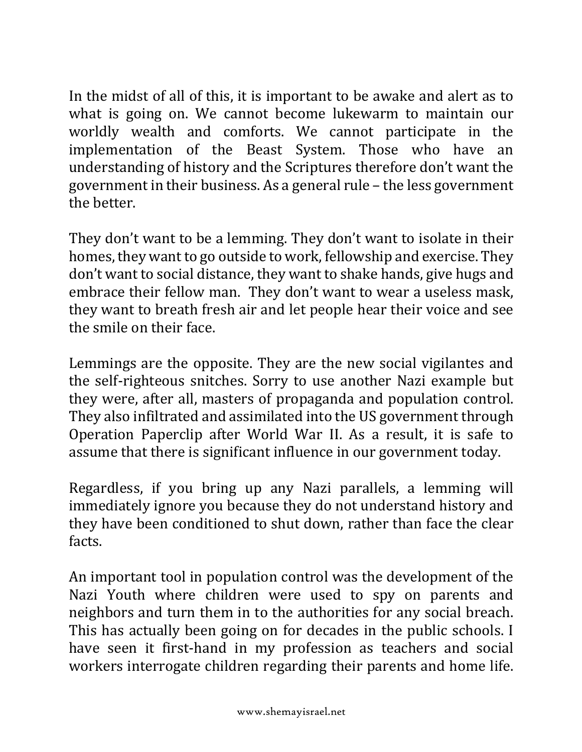In the midst of all of this, it is important to be awake and alert as to what is going on. We cannot become lukewarm to maintain our worldly wealth and comforts. We cannot participate in the implementation of the Beast System. Those who have an understanding of history and the Scriptures therefore don't want the government in their business. As a general rule – the less government the better.

They don't want to be a lemming. They don't want to isolate in their homes, they want to go outside to work, fellowship and exercise. They don't want to social distance, they want to shake hands, give hugs and embrace their fellow man. They don't want to wear a useless mask, they want to breath fresh air and let people hear their voice and see the smile on their face.

Lemmings are the opposite. They are the new social vigilantes and the self-righteous snitches. Sorry to use another Nazi example but they were, after all, masters of propaganda and population control. They also infiltrated and assimilated into the US government through Operation Paperclip after World War II. As a result, it is safe to assume that there is significant influence in our government today.

Regardless, if you bring up any Nazi parallels, a lemming will immediately ignore you because they do not understand history and they have been conditioned to shut down, rather than face the clear facts.

An important tool in population control was the development of the Nazi Youth where children were used to spy on parents and neighbors and turn them in to the authorities for any social breach. This has actually been going on for decades in the public schools. I have seen it first-hand in my profession as teachers and social workers interrogate children regarding their parents and home life.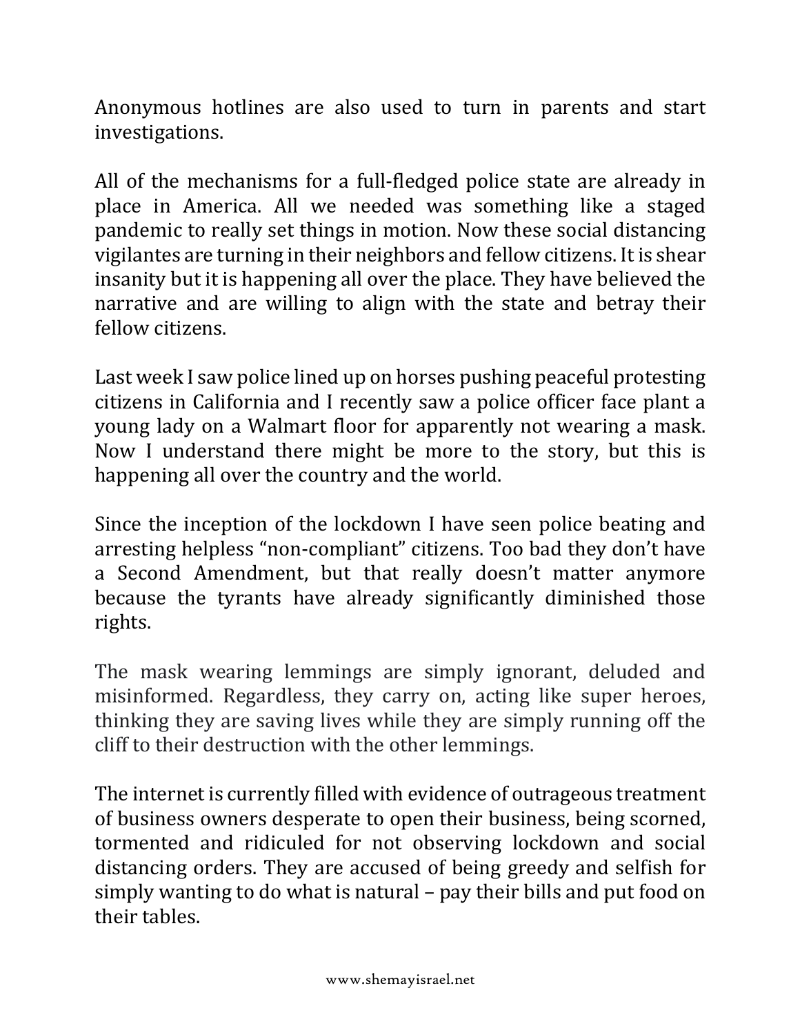Anonymous hotlines are also used to turn in parents and start investigations.

All of the mechanisms for a full-fledged police state are already in place in America. All we needed was something like a staged pandemic to really set things in motion. Now these social distancing vigilantes are turning in their neighbors and fellow citizens. It is shear insanity but it is happening all over the place. They have believed the narrative and are willing to align with the state and betray their fellow citizens.

Last week I saw police lined up on horses pushing peaceful protesting citizens in California and I recently saw a police officer face plant a young lady on a Walmart floor for apparently not wearing a mask. Now I understand there might be more to the story, but this is happening all over the country and the world.

Since the inception of the lockdown I have seen police beating and arresting helpless "non-compliant" citizens. Too bad they don't have a Second Amendment, but that really doesn't matter anymore because the tyrants have already significantly diminished those rights.

The mask wearing lemmings are simply ignorant, deluded and misinformed. Regardless, they carry on, acting like super heroes, thinking they are saving lives while they are simply running off the cliff to their destruction with the other lemmings.

The internet is currently filled with evidence of outrageous treatment of business owners desperate to open their business, being scorned, tormented and ridiculed for not observing lockdown and social distancing orders. They are accused of being greedy and selfish for simply wanting to do what is natural – pay their bills and put food on their tables.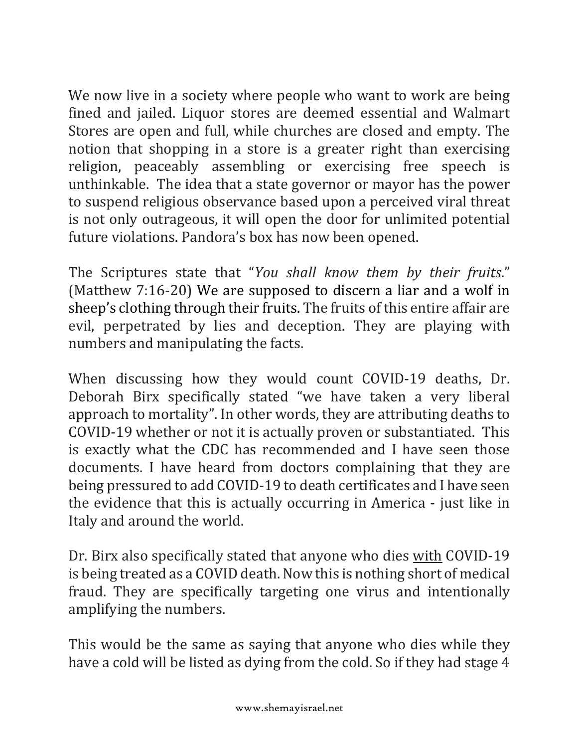We now live in a society where people who want to work are being fined and jailed. Liquor stores are deemed essential and Walmart Stores are open and full, while churches are closed and empty. The notion that shopping in a store is a greater right than exercising religion, peaceably assembling or exercising free speech is unthinkable. The idea that a state governor or mayor has the power to suspend religious observance based upon a perceived viral threat is not only outrageous, it will open the door for unlimited potential future violations. Pandora's box has now been opened.

The Scriptures state that "*You shall know them by their fruits*." (Matthew 7:16-20) We are supposed to discern a liar and a wolf in sheep's clothing through their fruits. The fruits of this entire affair are evil, perpetrated by lies and deception. They are playing with numbers and manipulating the facts.

When discussing how they would count COVID-19 deaths, Dr. Deborah Birx specifically stated "we have taken a very liberal approach to mortality". In other words, they are attributing deaths to COVID-19 whether or not it is actually proven or substantiated. This is exactly what the CDC has recommended and I have seen those documents. I have heard from doctors complaining that they are being pressured to add COVID-19 to death certificates and I have seen the evidence that this is actually occurring in America - just like in Italy and around the world.

Dr. Birx also specifically stated that anyone who dies <u>with</u> COVID-19 is being treated as a COVID death. Now this is nothing short of medical fraud. They are specifically targeting one virus and intentionally amplifying the numbers.

This would be the same as saying that anyone who dies while they have a cold will be listed as dying from the cold. So if they had stage 4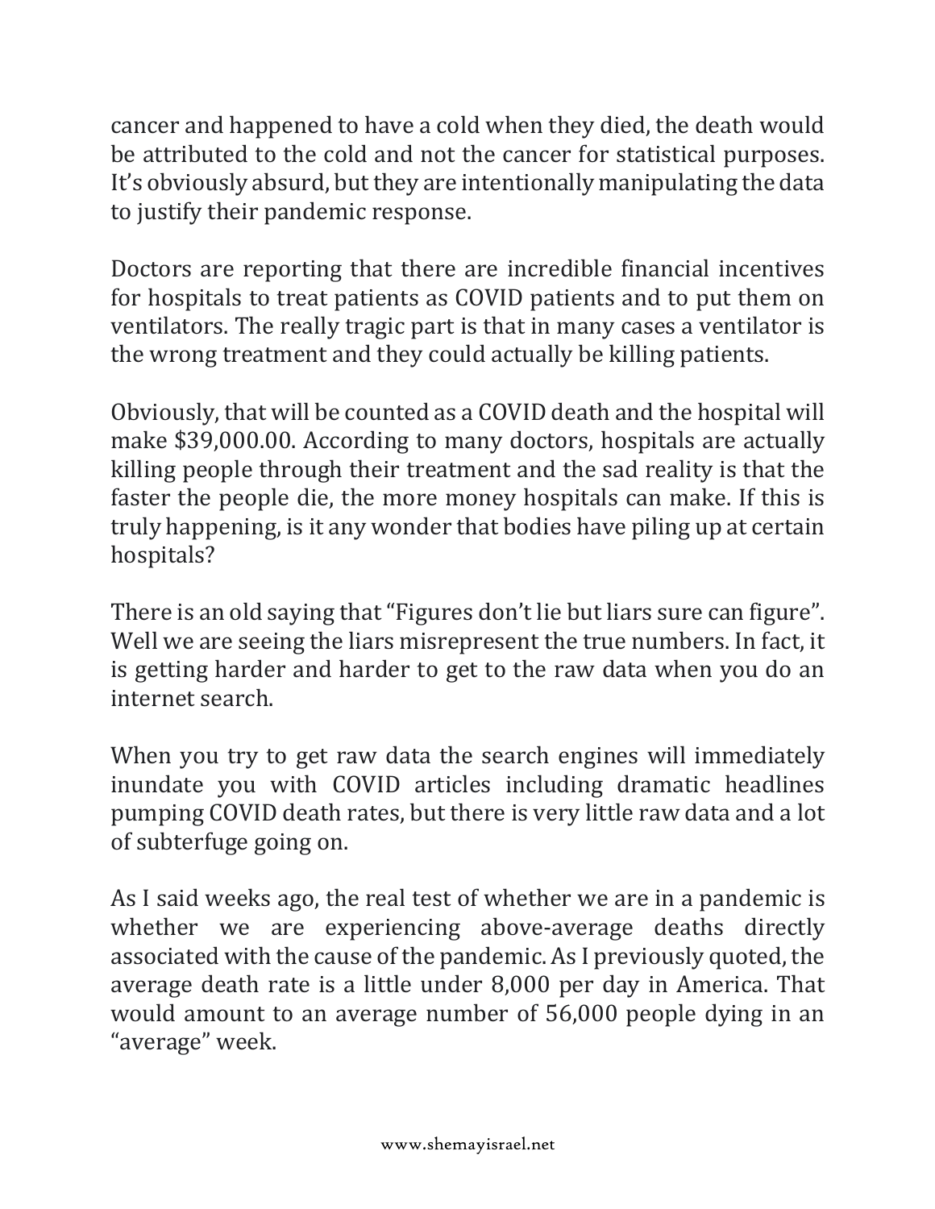cancer and happened to have a cold when they died, the death would be attributed to the cold and not the cancer for statistical purposes. It's obviously absurd, but they are intentionally manipulating the data to justify their pandemic response.

Doctors are reporting that there are incredible financial incentives for hospitals to treat patients as COVID patients and to put them on ventilators. The really tragic part is that in many cases a ventilator is the wrong treatment and they could actually be killing patients.

Obviously, that will be counted as a COVID death and the hospital will make $39,000.00. According to many doctors, hospitals are actually killing people through their treatment and the sad reality is that the faster the people die, the more money hospitals can make. If this is truly happening, is it any wonder that bodies have piling up at certain hospitals?

There is an old saying that "Figures don't lie but liars sure can figure". Well we are seeing the liars misrepresent the true numbers. In fact, it is getting harder and harder to get to the raw data when you do an internet search.

When you try to get raw data the search engines will immediately inundate you with COVID articles including dramatic headlines pumping COVID death rates, but there is very little raw data and a lot of subterfuge going on.

As I said weeks ago, the real test of whether we are in a pandemic is whether we are experiencing above-average deaths directly associated with the cause of the pandemic. As I previously quoted, the average death rate is a little under 8,000 per day in America. That would amount to an average number of 56,000 people dying in an "average" week.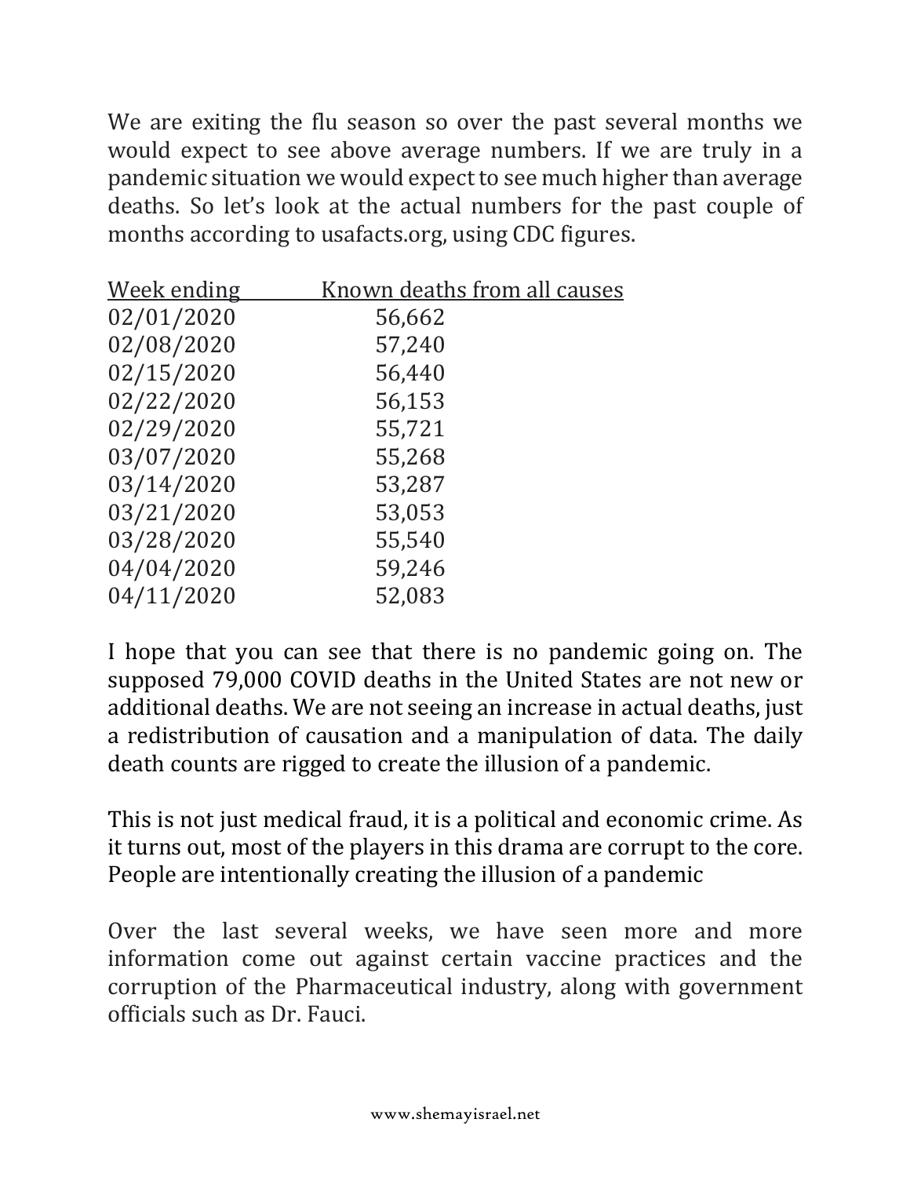We are exiting the flu season so over the past several months we would expect to see above average numbers. If we are truly in a pandemic situation we would expect to see much higher than average deaths. So let's look at the actual numbers for the past couple of months according to usafacts.org, using CDC figures.

| Week ending | Known deaths from all causes |
|---|---|
| 02/01/2020 | 56,662 |
| 02/08/2020 | 57,240 |
| 02/15/2020 | 56,440 |
| 02/22/2020 | 56,153 |
| 02/29/2020 | 55,721 |
| 03/07/2020 | 55,268 |
| 03/14/2020 | 53,287 |
| 03/21/2020 | 53,053 |
| 03/28/2020 | 55,540 |
| 04/04/2020 | 59,246 |
| 04/11/2020 | 52,083 |

I hope that you can see that there is no pandemic going on. The supposed 79,000 COVID deaths in the United States are not new or additional deaths. We are not seeing an increase in actual deaths, just a redistribution of causation and a manipulation of data. The daily death counts are rigged to create the illusion of a pandemic.

This is not just medical fraud, it is a political and economic crime. As it turns out, most of the players in this drama are corrupt to the core. People are intentionally creating the illusion of a pandemic

Over the last several weeks, we have seen more and more information come out against certain vaccine practices and the corruption of the Pharmaceutical industry, along with government officials such as Dr. Fauci.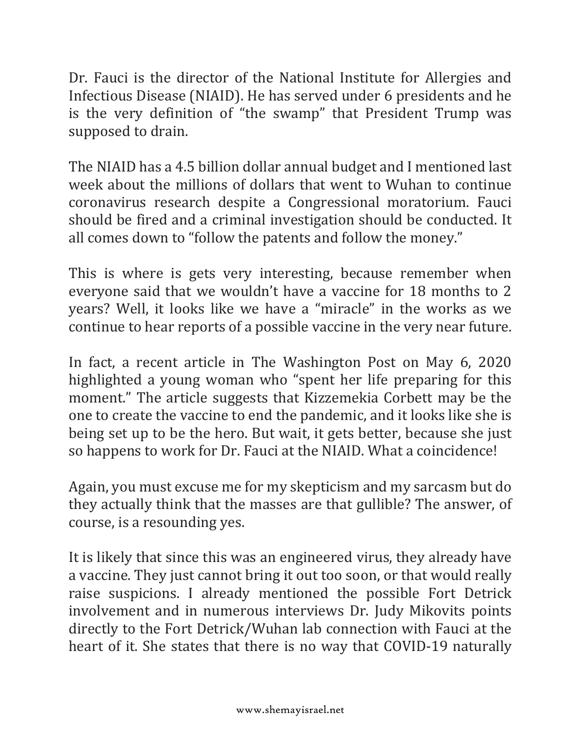Dr. Fauci is the director of the National Institute for Allergies and Infectious Disease (NIAID). He has served under 6 presidents and he is the very definition of "the swamp" that President Trump was supposed to drain.

The NIAID has a 4.5 billion dollar annual budget and I mentioned last week about the millions of dollars that went to Wuhan to continue coronavirus research despite a Congressional moratorium. Fauci should be fired and a criminal investigation should be conducted. It all comes down to "follow the patents and follow the money."

This is where is gets very interesting, because remember when everyone said that we wouldn't have a vaccine for 18 months to 2 years? Well, it looks like we have a "miracle" in the works as we continue to hear reports of a possible vaccine in the very near future.

In fact, a recent article in The Washington Post on May 6, 2020 highlighted a young woman who "spent her life preparing for this moment." The article suggests that Kizzemekia Corbett may be the one to create the vaccine to end the pandemic, and it looks like she is being set up to be the hero. But wait, it gets better, because she just so happens to work for Dr. Fauci at the NIAID. What a coincidence!

Again, you must excuse me for my skepticism and my sarcasm but do they actually think that the masses are that gullible? The answer, of course, is a resounding yes.

It is likely that since this was an engineered virus, they already have a vaccine. They just cannot bring it out too soon, or that would really raise suspicions. I already mentioned the possible Fort Detrick involvement and in numerous interviews Dr. Judy Mikovits points directly to the Fort Detrick/Wuhan lab connection with Fauci at the heart of it. She states that there is no way that COVID-19 naturally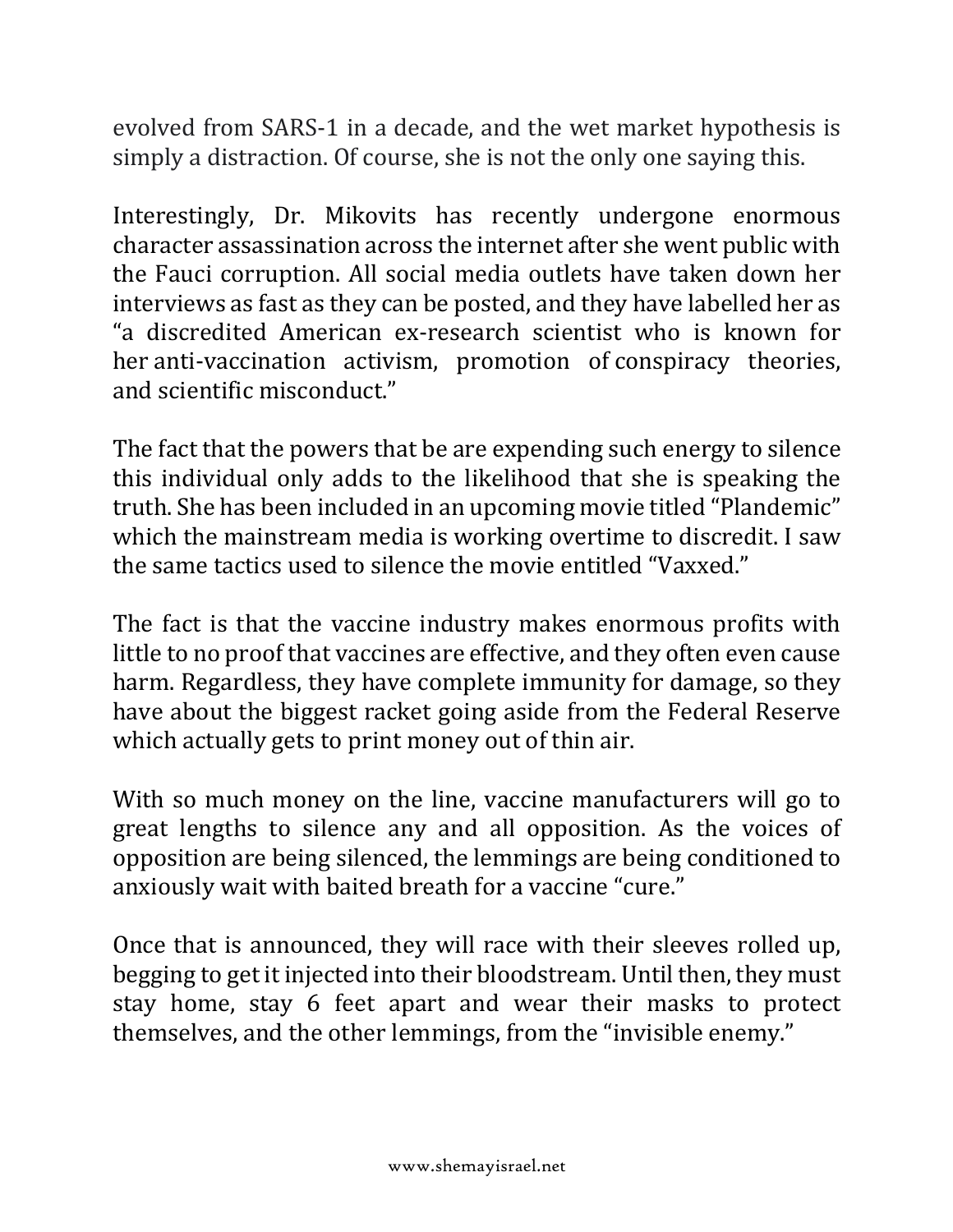evolved from SARS-1 in a decade, and the wet market hypothesis is simply a distraction. Of course, she is not the only one saying this.

Interestingly, Dr. Mikovits has recently undergone enormous character assassination across the internet after she went public with the Fauci corruption. All social media outlets have taken down her interviews as fast as they can be posted, and they have labelled her as "a discredited American ex-research scientist who is known for her anti-vaccination activism, promotion of conspiracy theories, and scientific misconduct."

The fact that the powers that be are expending such energy to silence this individual only adds to the likelihood that she is speaking the truth. She has been included in an upcoming movie titled "Plandemic" which the mainstream media is working overtime to discredit. I saw the same tactics used to silence the movie entitled "Vaxxed."

The fact is that the vaccine industry makes enormous profits with little to no proof that vaccines are effective, and they often even cause harm. Regardless, they have complete immunity for damage, so they have about the biggest racket going aside from the Federal Reserve which actually gets to print money out of thin air.

With so much money on the line, vaccine manufacturers will go to great lengths to silence any and all opposition. As the voices of opposition are being silenced, the lemmings are being conditioned to anxiously wait with baited breath for a vaccine "cure."

Once that is announced, they will race with their sleeves rolled up, begging to get it injected into their bloodstream. Until then, they must stay home, stay 6 feet apart and wear their masks to protect themselves, and the other lemmings, from the "invisible enemy."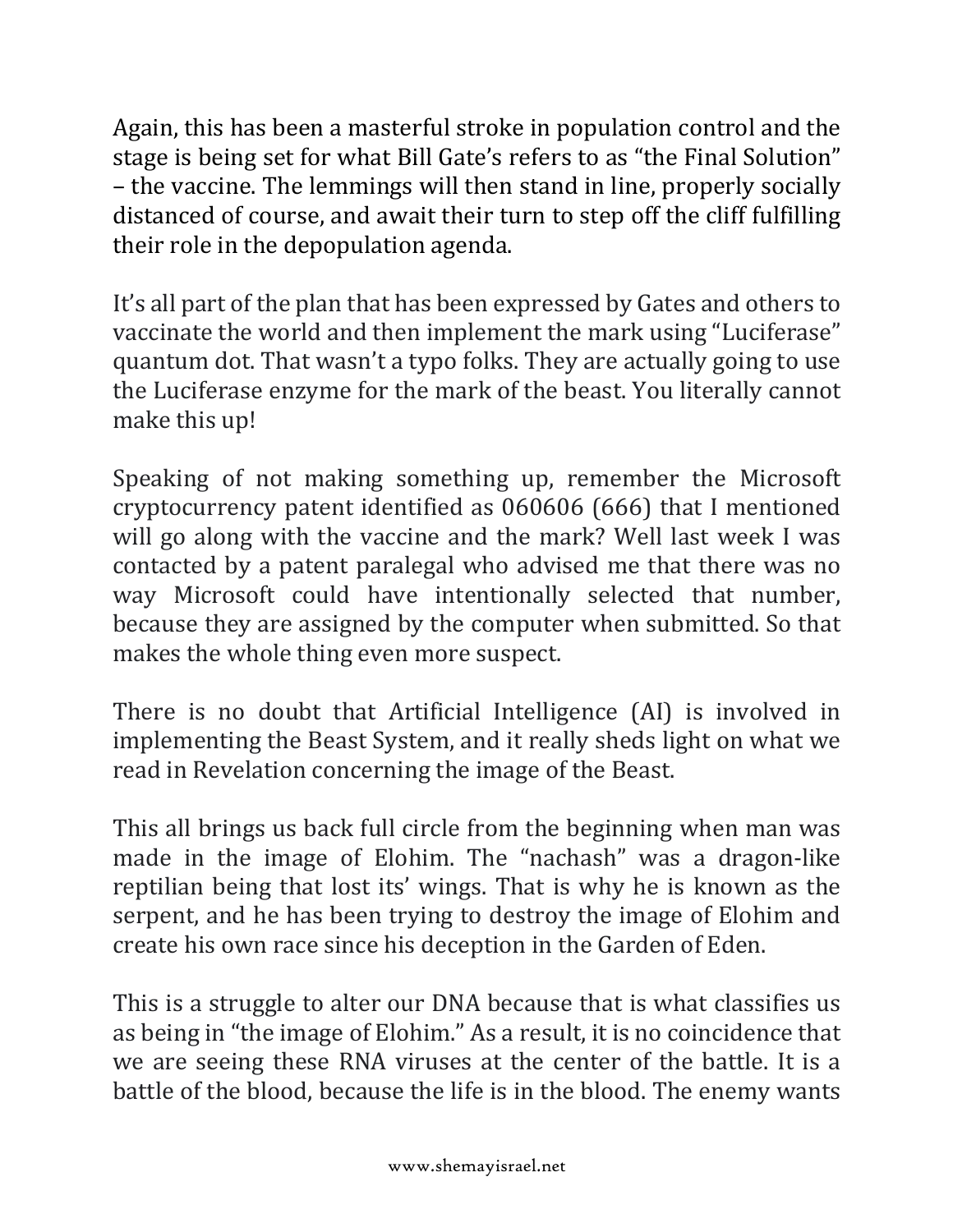Again, this has been a masterful stroke in population control and the stage is being set for what Bill Gate's refers to as "the Final Solution" – the vaccine. The lemmings will then stand in line, properly socially distanced of course, and await their turn to step off the cliff fulfilling their role in the depopulation agenda.

It's all part of the plan that has been expressed by Gates and others to vaccinate the world and then implement the mark using "Luciferase" quantum dot. That wasn't a typo folks. They are actually going to use the Luciferase enzyme for the mark of the beast. You literally cannot make this up!

Speaking of not making something up, remember the Microsoft cryptocurrency patent identified as 060606 (666) that I mentioned will go along with the vaccine and the mark? Well last week I was contacted by a patent paralegal who advised me that there was no way Microsoft could have intentionally selected that number, because they are assigned by the computer when submitted. So that makes the whole thing even more suspect.

There is no doubt that Artificial Intelligence (AI) is involved in implementing the Beast System, and it really sheds light on what we read in Revelation concerning the image of the Beast.

This all brings us back full circle from the beginning when man was made in the image of Elohim. The "nachash" was a dragon-like reptilian being that lost its' wings. That is why he is known as the serpent, and he has been trying to destroy the image of Elohim and create his own race since his deception in the Garden of Eden.

This is a struggle to alter our DNA because that is what classifies us as being in "the image of Elohim." As a result, it is no coincidence that we are seeing these RNA viruses at the center of the battle. It is a battle of the blood, because the life is in the blood. The enemy wants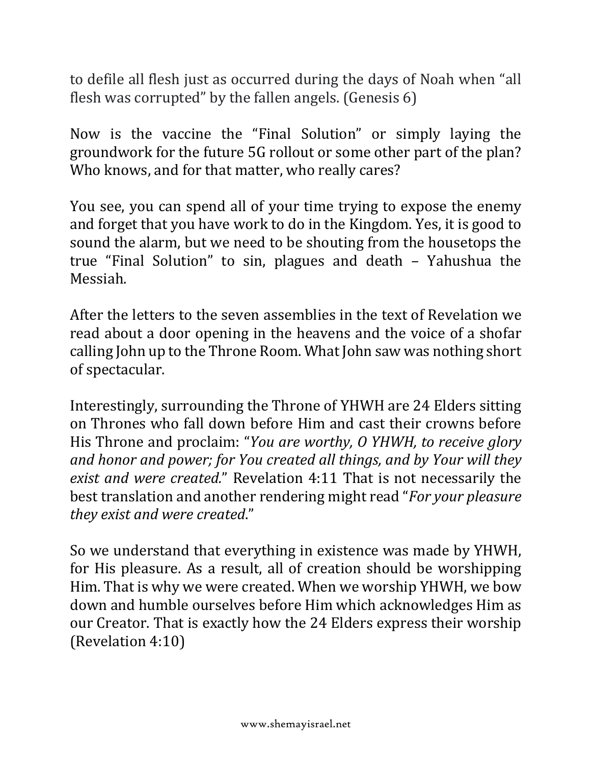to defile all flesh just as occurred during the days of Noah when "all flesh was corrupted" by the fallen angels. (Genesis 6)

Now is the vaccine the "Final Solution" or simply laying the groundwork for the future 5G rollout or some other part of the plan? Who knows, and for that matter, who really cares?

You see, you can spend all of your time trying to expose the enemy and forget that you have work to do in the Kingdom. Yes, it is good to sound the alarm, but we need to be shouting from the housetops the true "Final Solution" to sin, plagues and death – Yahushua the Messiah.

After the letters to the seven assemblies in the text of Revelation we read about a door opening in the heavens and the voice of a shofar calling John up to the Throne Room. What John saw was nothing short of spectacular.

Interestingly, surrounding the Throne of YHWH are 24 Elders sitting on Thrones who fall down before Him and cast their crowns before His Throne and proclaim: "*You are worthy, O YHWH, to receive glory and honor and power; for You created all things, and by Your will they exist and were created.*" Revelation 4:11 That is not necessarily the best translation and another rendering might read "*For your pleasure they exist and were created*."

So we understand that everything in existence was made by YHWH, for His pleasure. As a result, all of creation should be worshipping Him. That is why we were created. When we worship YHWH, we bow down and humble ourselves before Him which acknowledges Him as our Creator. That is exactly how the 24 Elders express their worship (Revelation 4:10)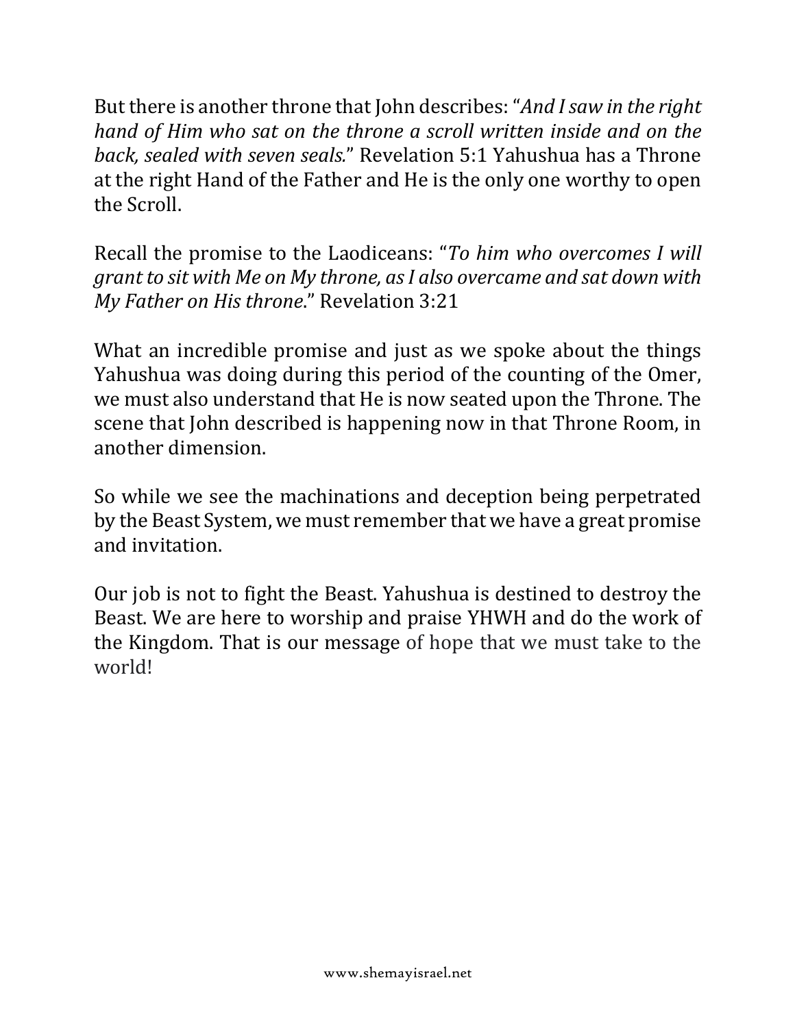But there is another throne that John describes: "*And I saw in the right hand of Him who sat on the throne a scroll written inside and on the back, sealed with seven seals.*" Revelation 5:1 Yahushua has a Throne at the right Hand of the Father and He is the only one worthy to open the Scroll.

Recall the promise to the Laodiceans: "*To him who overcomes I will grant to sit with Me on My throne, as I also overcame and sat down with My Father on His throne*." Revelation 3:21

What an incredible promise and just as we spoke about the things Yahushua was doing during this period of the counting of the Omer, we must also understand that He is now seated upon the Throne. The scene that John described is happening now in that Throne Room, in another dimension.

So while we see the machinations and deception being perpetrated by the Beast System, we must remember that we have a great promise and invitation.

Our job is not to fight the Beast. Yahushua is destined to destroy the Beast. We are here to worship and praise YHWH and do the work of the Kingdom. That is our message of hope that we must take to the world!